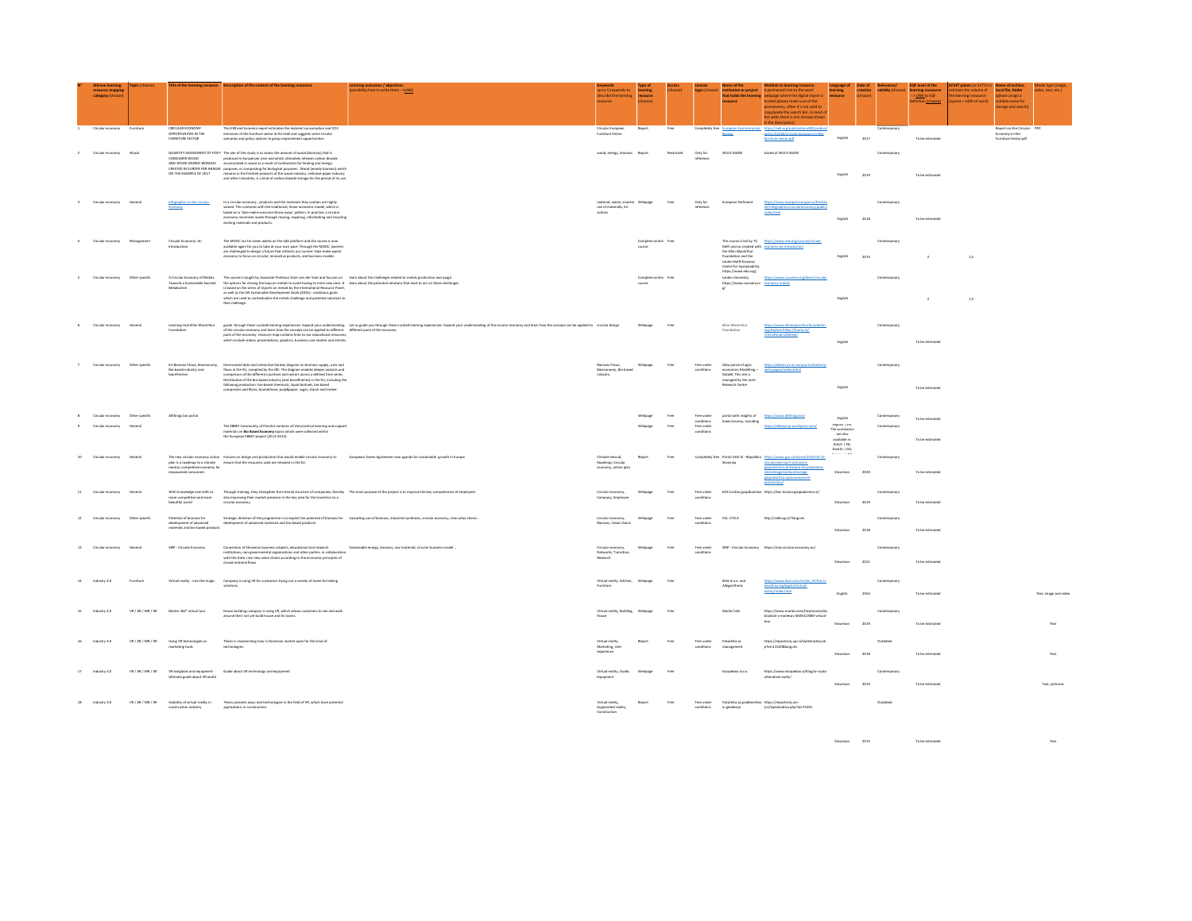| N° | Allview learning resource mapping category (choose) | Topic (choose) | Title of the learning resource | Description of the content of the learning resource | Learning outcomes / objectives (possibility how to write them --> LINK) | Keywords up to 5 keywords to describe the learning resource | Type of learning resource (choose) | Access (choose) | License type (choose) | Name of the institution or project that holds the learning resource | Weblink to learning resource. A permanent link to the exact webpage where the digital object is hosted (please make sure of the permanency, often it's not valid to copy/paste the search bar. In most of the webs there is one already shown in the description) | Language of learning resource | Date of creation (choose) | Relevance/ validity (choose) | EQF level of the learning resource --> LINK to EQF definition (choose) | ECVET points (or ECTS) to estimate the volume of the learning resource (1point = 60h of work) | Name of archive, local file, folder (please assign a suitable name for storage and search) | Media type (image, video, text, etc.) |
|---|---|---|---|---|---|---|---|---|---|---|---|---|---|---|---|---|---|---|
| 1 | Circular economy | Furniture | CIRCULAR ECONOMY OPPORTUNITIES IN THE FURNITURE SECTOR | This EEB and Eunomia report estimates the material consumption and CO2 emissions of the furniture sector at EU level and suggests some circular scenarios and policy options to grasp improvement opportunities. | | Circular European Furniture Sector | Report | Free | Completely free | European Environmental Bureau | https://eeb.org/publications/80/product-policy/51286/circular-economy-in-the-furniture-sector.pdf | English | 2017 | Contemporary | To be estimated | | Report-on-the-Circular-Economy-in-the-Furniture-Sector.pdf | PDF |
| 2 | Circular economy | Wood | QUANTITY ASSESSMENT OF POST-CONSUMER WOOD AND WOOD ENERGY BIOMASS CREATED IN EUROPE PER ANNUM ON THE EXAMPLE OF 2017 | The aim of this study is to assess the amount of wood (biomass) that is produced in Europe per year and which ultimately releases carbon dioxide accumulated in wood as a result of combustion for heating and energy purposes, or composting for biological purposes. Wood (woody biomass) which remains in the finished products of the wood industry, cellulose-paper industry and other industries, is a kind of carbon dioxide storage for the period of its use. | | wood, energy, biomass | Report | Restricted | Only for reference | WULS-SGGW | stored at WULS-SGGW | English | 2019 | Contemporary | To be estimated | | | |
| 3 | Circular economy | General | Infographic on the circular economy | In a circular economy, products and the materials they contain are highly valued. This contrasts with the traditional, linear economic model, which is based on a 'take-make-consume-throw away' pattern. In practice, a circular economy minimises waste through reusing, repairing, refurbishing and recycling existing materials and products. | | material, waste, smarter use of materials, EU actions | Webpage | Free | Only for reference | European Parliment | https://www.europarl.europa.eu/thinktank/infographics/circulareconomy/public/index.html | English | 2018 | Contemporary | To be estimated | | | |
| 4 | Circular economy | Management | Circular Economy: An Introduction | The MOOC ran for seven weeks on the edX platform and the course is now available again for you to take at your own pace. Through the MOOC, learners are challenged to design a future that rethinks our current 'take-make-waste' economy to focus on circular, innovative products, and business models. | | | Complete online course | Free | | The course is led by TU Delft and co-created with the Ellen MacArthur Foundation and the Leiden-Delft-Erasmus Centre for Sustainability. https://www.edx.org/ | https://www.edx.org/course/circular-economy-an-introduction | English | 2015 | Contemporary | 2 | 1,5 | | |
| 5 | Circular economy | Other specific | A Circular Economy of Metals: Towards a Sustainable Societal Metabolism | The course is taught by Associate Professor Ester van der Voet and focuses on the options for closing the loop on metals to avoid having to mine new ones. It is based on the series of reports on metals by the International Resource Panel, as well as the UN Sustainable Development Goals (SDGs) - ambitious goals which are used to contextualize the metals challenge and potential solutions to that challenge. | learn about the challenges related to metals production and usage learn about the potential solutions that exist to act on these challenges | | Complete online course | Free | | Leiden University https://www.coursera.org/ | https://www.coursera.org/learn/circular-economy-metals | English | | Contemporary | 2 | 1,5 | | |
| 6 | Circular economy | General | Learning Hub Ellen MacArthur Foundation | guide through these curated learning experiences. Expand your understanding of the circular economy and learn how the concept can be applied to different parts of the economy. resource map contains links to our educational resources, which include videos, presentations, graphics, business case studies and articles | Let us guide you through these curated learning experiences. Expand your understanding of the circular economy and learn how the concept can be applied to different parts of the economy. | circular design | Webpage | Free | | Ellen MacArthur Foundation | https://www.ellenmacarthurfoundation.org/explore?topic[0]=topic_id:12543&sort=title | English | | Contemporary | To be estimated | | | |
| 7 | Circular economy | Other specific | EU Biomass Flows, Bioeconomy, Bio-based industry and biorefineries | Harmonised data and interactive Sankey diagram on biomass supply, uses and flows in the EU, compiled by the JRC. The diagram enables deeper analysis and comparison of the different countries and sectors across a defined time series. Distribution of the bio-based industry (and biorefineries) in the EU, including the following production: bio-based chemicals, liquid biofuels, bio-based composites and fibres, biorefiner, pulp&paper, sugar, starch and timber. | | Biomass Flows, Bioeconomy, Bio-based industry | Webpage | Free | Free under conditions | Data portal of agro-economics Modelling – DataM. This site is managed by the Joint Research Centre | https://datam.jrc.ec.europa.eu/datam/public/pages/index.xhtml | English | | Contemporary | To be estimated | | | |
| 8 | Circular economy | Other specific | Allthings.bio portal | | | | Webpage | Free | Free under conditions | portal with insights of bioeconomy, including | https://www.allthings.bio/ | English | | Contemporary | To be estimated | | | |
| 9 | Circular economy | General | | The EBBEY Community of Practice contains all the practical learning and support materials on Bio Based Economy topics which were collected within the European EBBEY project (2015-2015). | | | Webpage | Free | Free under conditions | | https://ebbeycop.wordpress.com/ | English ; en. The summaries are also available in Dutch ( NL, Danish ( DA, | | Contemporary | To be estimated | | | |
| 10 | Circular economy | General | The new circular economy action plan is a roadmap to a climate-neutral, competitive economy for empowered consumers | Focuses on design and production that would enable circular economy to ensure that the resources used are retained in the EU. | Europeans Green Agreement new agenda for sustainable growth in Europe | Climate-netural, Roadmap, Circular economy, action plan | Report | Free | Completely free | Portal GOV.SI - Republika Slovenija | https://www.gov.si/novice/2020-03-12-evropska-komisija-je-sprejela-novi-akcijski-nacrt-za-krozno-gospodarstvo/ | Slovenian | 2020 | Contemporary | To be estimated | | | |
| 11 | Circular economy | General | With knowledge and skills to more competitive and more beautiful world | Through training, they strengthen the internal structure of companies, thereby also improving their market presence in the key area for the transition to a circular economy. | The main purpose of the project is to improve the key competencies of employees | Circular economy, Company, Employee | Webpage | Free | Free under conditions | KOC krožno gospodarstvo | https://koc-krozno-gospodarstvo.si/ | Slovenian | 2019 | Contemporary | To be estimated | | | |
| 12 | Circular economy | Other specific | Potential of biomass for development of advanced materials and bio-based products | Strategic direction of the programme is to exploit the potential of biomass for development of advanced materials and bio-based products. | Cascading use of biomass, industrial symbiosis, circular economy, new value chains . | Circular economy, Biomass, Value chains | Webpage | Free | Free under conditions | CEL. CYCLE | http://celkrog.si/?lang=en | Slovenian | 2018 | Contemporary | To be estimated | | | |
| 13 | Circular economy | General | SRIP - Circular Economy | Convention of Slovenian business subjects, educational and research institutions, non-governmental organizations and other parties, in collaboration with the state, into new value chains according to the economic principles of closed material flows. | Sustainable energy, biomass, raw materials, circular business model .. | Circular economy, Networks, Transition, Research | Webpage | Free | Free under conditions | SRIP - Circular Economy | https://srip-circular-economy.eu/ | Slovenian | 2021 | Contemporary | To be estimated | | | |
| 14 | Industry 4.0 | Furniture | Virtual reality - into the magic | Company is using VR for customers trying out a variety of home furnishing solutions. | | Virtual reality, Kitchen, Furniture | Webpage | Free | | IKEA d.o.o. and Allegorithmic | https://www.ikea.com/ms/en_JP/this-is-ikea/ikea-highlights/Virtual-reality/index.html | English | 2016 | Contemporary | To be estimated | | | Text, image and video |
| 15 | Industry 4.0 | VR / AR / MR / XR | Marles 360° virtual tour | House building company is using VR, which allows customers to see and walk around their not-yet build house and its rooms. | | Virtual reality, Building, House | Webpage | Free | | Marles hiše | https://www.marles.com/hise/novice/dobrodosli-v-marlesov-360%C2%B0-virtual-tour | Slovenian | 2019 | Contemporary | To be estimated | | | Text |
| 16 | Industry 4.0 | VR / AR / MR / XR | Using VR technologies as marketing tools | Thesis is researching how is Slovenian market open for this kind of technologies. | | Virtual reality, Marketing, User experience | Report | Free | Free under conditions | Fakulteta za management | https://repozitorij.upr.si/IzpisGradiva.php?id=11520&lang=slv | Slovenian | 2018 | Outdated | To be estimated | | | Text |
| 17 | Industry 4.0 | VR / AR / MR / XR | VR eyeglases and equipment-Ultimate guide about VR world | Guide about VR technology and equipment | | Virtual reality, Guide, Equipment | Webpage | Free | | Escapebox d.o.o. | https://www.escapebox.si/blog/vr-ocala-ultimativni-vodic/ | Slovenian | 2019 | Contemporary | To be estimated | | | Text, pictures |
| 18 | Industry 4.0 | VR / AR / MR / XR | Usability of virtual reality in construction industry | Thesis presents ways and technologies in the field of VR, which have potential applications in construction. | | Virtual reality, Augmented reality, Construction | Report | Free | Free under conditions | Fakulteta za gradbeništvo in geodezijo | https://repozitorij.uni-lj.si/IzpisGradiva.php?id=75391 | Slovenian | 2015 | Outdated | To be estimated | | | Text |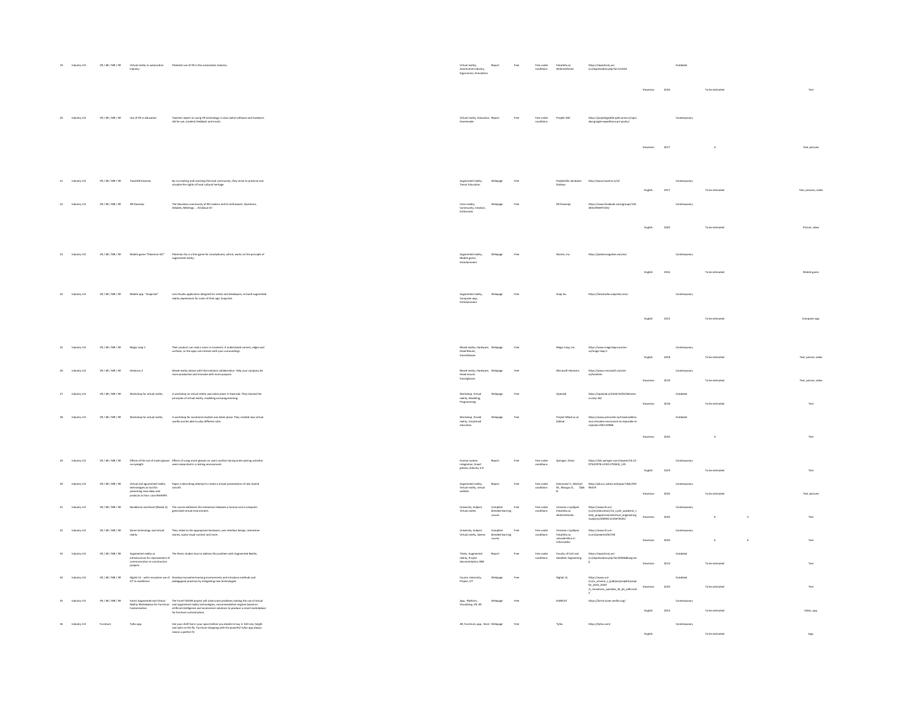| | | | | | | | | | | | | | | | | |
|---|---|---|---|---|---|---|---|---|---|---|---|---|---|---|---|---|
| 19 | Industry 4.0 | VR / AR / MR / XR | Virtual reality in automotive industry | Potential use of VR in the automotive industry. | Virtual reality, Automotive industry, Ergonomics, Simulation | Report | Free | Free under conditions | Fakulteta za elektrotehniko | https://repozitorij.uni-lj.si/IzpisGradiva.php?id=121652 | Slovenian | 2020 | Outdated | To be estimated | | Text |
| 20 | Industry 4.0 | VR / AR / MR / XR | Use of VR in education | Teachers report on using VR technology in class (what software and hardware did he use, students feedback and more). | Virtual reality, Education, Homemade | Report | Free | Free under conditions | Projekt 360 | https://projekt360.splet.arnes.si/uporaba-google-expeditions-pri-pouku/ | Slovenian | 2017 | Contemporary | 4 | | Text, pictures |
| 21 | Industry 4.0 | VR / AR / MR / XR | TravelAR Slovenia | By co-creating and involving the local community, they strive to preserve and visualize the sights of local cultural heritage. | Augmented reality, Travel, Education | Webpage | Free | | Podjetniški inkubator Kočevje | http://www.travelar.si/sl/ | English | 2017 | Contemporary | To be estimated | | Text, pictures, video |
| 22 | Industry 4.0 | VR / AR / MR / XR | XR Slovenija | The Slovenian community of XR creators and its enthusiasts. Questions, Debates, Meetings ... All about it! | Cross reality, Community, Creators, Enthusiasts | Webpage | Free | | XR Slovenija | https://www.facebook.com/groups/1360015990397234/ | English | 2020 | Contemporary | To be estimated | | Picture, video |
| 23 | Industry 4.0 | VR / AR / MR / XR | Mobile game "Pokemon GO" | Pokemon Go is a free game for smartphones, which, works on the principle of augmented reality. | Augmented reality, Mobile game, Entertainment | Webpage | Free | | Niantic, Inc. | https://pokemongolive.com/en/ | English | 2016 | Contemporary | To be estimated | | Mobile game |
| 24 | Industry 4.0 | VR / AR / MR / XR | Mobile app. "Snapchat" | Lens Studio application designed for artists and developers, to build augmented reality experiences for users of their app. Snapchat. | Augmented reality, Computer app., Entertainment | Webpage | Free | | Snap Inc. | https://lensstudio.snapchat.com/ | English | 2015 | Contemporary | To be estimated | | Computer app. |
| 25 | Industry 4.0 | VR / AR / MR / XR | Magic Leap 1 | Their product can read a room in moments. It understands corners, edges and surfaces, so the apps can interact with your surroundings. | Mixed reality, Hardware, Head-Mount, SmartGlasses | Webpage | Free | | Magic Leap, Inc. | https://www.magicleap.com/en-us/magic-leap-1 | English | 2018 | Contemporary | To be estimated | | Text, picture, video |
| 26 | Industry 4.0 | VR / AR / MR / XR | Hololens 2 | Mixed reality device with that enhance collaboration. Help your company be more productive and innovate with more purpose. | Mixed reality, Hardware, Head-mount, Smartglasses | Webpage | Free | | Microsoft HoloLens | https://www.microsoft.com/en-us/hololens | Slovenian | 2019 | Contemporary | To be estimated | | Text, picture, video |
| 27 | Industry 4.0 | VR / AR / MR / XR | Workshop for virtual reality | A workshop on virtual reality was taken place in Openlab. They learned the principles of virtual reality, modeling and programming. | Workshop, Virtual reality, Modeling, Programming | Webpage | Free | | Openlab | https://openlab.si/2018/10/03/delavnica-vr-td/ | Slovenian | 2018 | Outdated | To be estimated | | Text |
| 28 | Industry 4.0 | VR / AR / MR / XR | Workshop for virtual reality | A workshop for vocational student was taken place. They created new virtual worlds and be able to play different roles. | Workshop, Virtual reality, Vocational education | Webpage | Free | | Project Mladi za za (S)klad | https://www.prtmonitor.eu/tiscakovi/delavnica-virtualne-resnicnosti-za-vajenske-in-vajenske+HLS29806 | Slovenian | 2020 | Outdated | 4 | | Text |
| 29 | Industry 4.0 | VR / AR / MR / XR | Effects of the use of smart glasses on eyesight | Effects of using smart glasses on users comfort during order picking activities were researched in a testing environment. | Human-system integration, Smart glasses, Industry 4.0 | Report | Free | Free under conditions | Springer, Cham | https://link.springer.com/chapter/10.1007%2F978-3-030-27928-8_123 | English | 2019 | Contemporary | To be estimated | | Text |
| 30 | Industry 4.0 | VR / AR / MR / XR | Virtual and augmented reality technologies as tool for presenting new ideas and products at Sors: case MAKERA | Paper is describing attempt to create a virtual presentation of new hybrid aircraft. | Augmented reality, Virtual reality, virtual exhibits | Report | Free | Free under conditions | Kobrovsnik S., Markovic M., Mongus D., Žalik B. | https://plus.si.cobiss.net/opac7/bib/35996539 | Slovenian | 2020 | Contemporary | To be estimated | | Text, pictures |
| 31 | Industry 4.0 | VR / AR / MR / XR | Navidezna resničnost (Modul X) | The course addresses the interaction between a human and a computer-generated virtual environment. | University, Subject, Virtual reality | Complete blended learning course | Free | Free under conditions | Univerza v Ljubljani Fakulteta za elektrotehniko | https://www.fe.uni-lj.si/en/education/1st_cycle_academic_study_programme/electrical_engineering/subjects/2009011210074545/ | Slovenian | 2020 | Contemporary | 6 | 5 | Text |
| 32 | Industry 4.0 | VR / AR / MR / XR | Game technology and virtual reality | They relate to the appropriate hardware, user interface design, interactive stories, audio-visual content and more. | University, Subject, Virtual reality, Games | Complete blended learning course | Free | Free under conditions | Univerza v Ljubljani Fakulteta za računalništvo in informatiko | https://www.fri.uni-lj.si/sl/predmet/63743 | Slovenian | 2020 | Contemporary | 6 | 6 | Text |
| 33 | Industry 4.0 | VR / AR / MR / XR | Augmented reality as infrastructure for improvement of communication in construction projects | The thesis studies how to address this problem with Augmented Reality. | Thesis, Augmented reality, Project documentation, BIM | Report | Free | Free under conditions | Faculty of Civil and Geodetic Engineering | https://repozitorij.uni-lj.si/IzpisGradiva.php?id=80968&lang=eng | Slovenian | 2015 | Outdated | To be estimated | | Text |
| 34 | Industry 4.0 | VR / AR / MR / XR | Digital UL - with innovative use of ICT to excellence | Develop innovative learning environments and introduce methods and pedagogical practices by integrating new technologies. | Course, University, Project, ICT | Webpage | Free | | Digital UL | https://www.uni-lj.si/o_univerzi_v_ljubljani/projekti/projekti_2016_2020/z_inovativno_uporabo_ikt_do_odlicnosti/ | Slovenian | 2020 | Outdated | To be estimated | | Text |
| 35 | Industry 4.0 | VR / AR / MR / XR | Smart Augmented and Virtual Reality Marketplace for Furniture Customisation | The Furnit-SAVER project will solve some problems making the use of virtual and augmented reality technologies, recommendation engines based on artificial intelligence and ecommerce solutions to produce a smart marketplace for furniture customization. | App., Platform, Visualising, VR, AR | Webpage | Free | | EURECAT | https://furnit-saver.eurecat.org/ | English | 2015 | Contemporary | To be estimated | | Video, app. |
| 36 | Industry 4.0 | Furniture | Tylko app. | See your shelf live in your space before you decide to buy it. Edit size, height and style on the fly. Furniture shopping with the powerful Tylko app always means a perfect fit. | AR, Furniture, app., Store | Webpage | Free | | Tylko | https://tylko.com/ | English | | Contemporary | To be estimated | | App. |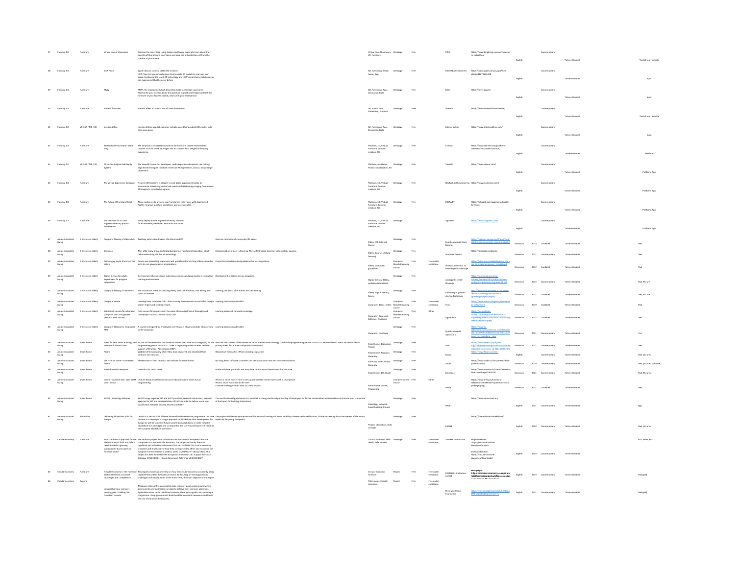| 37 | Industry 4.0 | Furniture | Virtual tour of showroom | Discover the latest King Living designs and luxury materials, learn about the benefits of King Living's steel frame and shop the full collection, all from the comfort of your home. | | Virtual tour, Showroom, VR, Furniture | Webpage | Free | | KING | https://www.kingliving.com.au/showroom-virtual-tour | English | | Contemporary | To be estimated | Virutal tour, website |
|---|---|---|---|---|---|---|---|---|---|---|---|---|---|---|---|---|
| 38 | Industry 4.0 | Furniture | IKEA Place | Spark ideas to create a better life at home. IKEA Place lets you virtually place true-to-scale 3D models in your very own space. Combining the latest AR technology and IKEA's smart home solutions you can experience IKEA like never before | | AR, Furnishing, Smart home, App | Webpage | Free | | Inter IKEA Systems B.V. | https://apps.apple.com/us/app/ikea-place/id1279244498 | English | | Contemporary | To be estimated | App |
| 39 | Industry 4.0 | Furniture | Mylly | MYTY, the most powerful AR decoration tools to redesign your home. Redecorate your interior, enjoy thousands of inspirational images and test the furniture of your favorite brands, easily with your smartphone. | | AR, Furnishing, App, Decoration tools | Webpage | Free | | Myty | https://myty.app/en | English | | Contemporary | To be estimated | App |
| 40 | Industry 4.0 | Furniture | Summit furniture | Summit offers 3D virtual tour of their showrooms. | | VR, Virtual tour, Showroom, Products | Webpage | Free | | Summit | https://www.summitfurniture.com/ | English | | Contemporary | To be estimated | Virutal tour, website |
| 41 | Industry 4.0 | VR / AR / MR / XR | Interior define | Interior defines app. let customer virtualy place their products 3D models in to their own space. | | AR, Furnishing, App, Decoration tools | Webpage | Free | | Interior define | https://www.interiordefine.com/ | English | | Contemporary | To be estimated | App |
| 42 | Industry 4.0 | Furniture | 3D Product Visualization Made Easy | The 3D product visualization platform for furniture. Create Photorealistic Content at Scale. Product images and 3D content for a delightful shopping experience. | | Platform, 3D, Virtual, Furniture, Content creation, AR | Webpage | Free | | Cylindo | https://www.cylindo.com/platform-overview/3d-content-creation/ | English | | Contemporary | To be estimated | Platform |
| 43 | Industry 4.0 | VR / AR / MR / XR | All-in-One Augmented Reality System | The ViewAR System lets developers, and inexperienced creators, use cutting-edge AR technologies to create immersive AR experiences across a broad range of domains | | Platform, Assistance, Product visualization, AR | Webpage | Free | | ViewAR | https://www.viewar.com/ | English | | Contemporary | To be estimated | Platform, App |
| 44 | Industry 4.0 | Furniture | The Virtual Experience Company | Nextech AR Solutions is a leader in web based augmented reality for ecommerce, advertising and virtual events with technology ranging from simple 3D images to complex holograms. | | Platform, 3D, Virtual, Furniture, Content creation, AR | Webpage | Free | | NexTech AR Solutions Inc. | https://www.nextechar.com/ | English | | Contemporary | To be estimated | Platform, App |
| 45 | Industry 4.0 | Furniture | The Future of Furniture Retail | Allow customers to preview your furniture in their home with Augmented Reality. Improve purchase confidence and increase sales. | | Platform, 3D, Virtual, Furniture, Content creation, AR | Webpage | Free | | INNAART | https://shopdot.com/augmented-reality-furniture/ | English | | Contemporary | To be estimated | Platform, App |
| 46 | Industry 4.0 | Furniture | The platform for 3D and augmented reality product visualization | Easily deploy mobile augmented reality solutions for eCommerce, field sales, education and more. | | Platform, 3D, Virtual, Furniture, Content creation, AR | Webpage | | | Augment | https://www.augment.com/ | English | | Contemporary | To be estimated | Platform, App |
| 47 | Ambient Assisted Living | E-literacy of elderly | Computer literacy of older adults | Teaching eldery about basics of internet and ICT | How can internet make everyday life easier. | Eldery, ICT, Internet, Course | Webpage | Free | | Ljudska univerza Kranj, Erasmus+ | https://epale.ec.europa.eu/sl/blog/racunalnisko-opismenjevanje-starejsih-odraslih | Slovenian | 2010 | Outdated | To be estimated | Text |
| 48 | Ambient Assisted Living | E-literacy of elderly | Simbioza | They offer many group and individual gorms of non-formal education, which helps overcoming the fear of technology. | Intergeneration project in Slovenia. They offer lifelong learning, with multiple courses. | Eldery, Course, Lifelong learning | Webpage | Free | | Simbioza Genesis | https://simbioza.eu/starejsi | Slovenian | 2011 | Contemporary | To be estimated | Text |
| 49 | Ambient Assisted Living | E-literacy of elderly | Active aging and e-literacy of the eldery | Course was presenting imporance and guidelines for teaching eldery computer skills to non-governmental organizations. | Course for importance and guidelines for teaching eldery. | Eldery, Computer, guidelines | Complete blended learning course | Free | Free under conditions | Slovenska univerza za tretje življenjsko obdobje | https://sdlsi.ucs.si/sdala/Objava_staranje_in_e-opismenjevanje_starejših.pdf | Slovenian | 2012 | Outdated | To be estimated | Text |
| 50 | Ambient Assisted Living | E-literacy of elderly | Digital literacy for adults Expert basis for program preparation | Development of professional materials, programs and approaches in innovative learning environments. | Development of digital literacy programs. | Digital literacy, Eldery, professional material | Webpage | Free | | Andragoški center Slovenije | https://pismenost.acs.si/wp-content/uploads/2018/08/Strokovne-podlage-za-pripravo-programa-DP.pdf | Slovenian | 2016 | Contemporary | To be estimated | Text, Picture |
| 51 | Ambient Assisted Living | E-literacy of elderly | Computer literacy of the eldery | The course was ment for teaching eldery basics of Windows, text editing and basics of Internet. | Learning the basics of Windows and text editing. | Eldery, Digital literacy, Course | Webpage | Free | | Prostovoljno gasilsko društvo Črešnjevec | http://www.pgd-cresnjevec.si/ | Slovenian | 2021 | Outdated | To be estimated | Text, Picture |
| 52 | Ambient Assisted Living | E-literacy of elderly | Computer course | Learning basic computer skills - from turning the computer on and off to Google search engine and sending e-mails. | Learning basic computer skills. | Computer, Basics, Eldery | Complete blended learning course | Free | Free under conditions | Cirius | https://www.cirius-vipava.si/... | Slovenian | 2019 | Outdated | To be estimated | Text |
| 53 | Ambient Assisted Living | E-literacy of elderly | Subsidized courses for advanced computer work and greater personal work success | Free courses for employees in the name of municipalities of Grosuplje and Dobrepolje: AutoCAD, Word, Excel, Cad. | Learning advanced computer knowledge | Computer, Advanced, Software, Employee | Complete blended learning course | Free | Other | Agora d.o.o. | https://agora.si/... | Slovenian | 2012 | Outdated | To be estimated | Text |
| 54 | Ambient Assisted Living | E-literacy of elderly | Computer literacy for employees - RPO | A course is designed for employees over 45 years of age and older who are new to the computer. | Learning basic computer skills | Computer, Employee | Webpage | Free | | Ljudska univerza Ajdovščina | https://www.lu-ajdovscina.si/... | Slovenian | 2021 | Contemporary | To be estimated | Text |
| 55 | Ambient Assisted Living | Smart home | Event for SRIP Smart Buildings and Home with Wood Chain | As part of the renewal of the Slovenian Smart Specialization Strategy (S4) for the programming period 2021-2027, SVRK is organizing online courses. and the concept of Strategic Partnerships (SRIP) | How will the content of the Slovenian Smart Specialization Strategy (S4) for the programming period 2021–2027 be formulated? What are and will be its priority areas, focus areas and product directions? | Smart home, Discussion, Project | Webpage | Free | | SRIP | https://www.tovarnaprihodnosti.si/... | Slovenian | 2021 | Contemporary | To be estimated | Text |
| 56 | Ambient Assisted Living | Smart home | Fibaro | Website of the company where they have displayed and described their products and solutions | Research of the market. What is existing in practice | Smart home, Products, Company | Webpage | Free | | Fibaro | https://www.fibaro.com/en/ | English | | Contemporary | To be estimated | Text, pictures |
| 57 | Ambient Assisted Living | Smart home | VAI – Smart home – Connected Home | Presentation of their products and software for smart home. | By using demo software customers can see how is it to handle and to use smart home. | Software, Smart house, Company | Webpage | Free | | Andivi | https://www.andivi.si/vso-pametno-hiso-pametni-dom/ | Slovenian | 2019 | Contemporary | To be estimated | Text, pictures, software |
| 58 | Ambient Assisted Living | Smart home | Smart home for everyone | Guide for DIY smart home. | Guide will show you tricks and ways how to make your home smart for low price. | Smart home, DIY, Guide | Webpage | Free | | Monitor.si | https://www.monitor.si/clanek/pametna-hisa-za-vsakogar/193699/ | Slovenian | 2021 | Contemporary | To be estimated | Text, Pictures |
| 59 | Ambient Assisted Living | Smart home | Course - world of tech. with ISDAP smart house | Lecture about smarthouse and course about basics of smart house programming. | What is a smart house. How to set up and operate a smart home with a smartphone. What a smart house can do for me? Creative challenge - from ideas to a new product. | Smart home, course, Programing | Complete online course | Free | Other | e-Hiša | https://www.e-hisa.si/kreativna-delavnica-svet-tehnike-s-pametno-hiso-podjetja-gaiap/ | Slovenian | 2021 | Outdated | To be estimated | Text |
| 60 | Ambient Assisted Living | Smart home | SHVET - SmartApp Network | SHVET brings together VET and HVET providers, research institutions, national agencies for VET and representatives of SMEs in order to deliver a new joint qualification between Croatia, Slovenia and Italy. | The aim the SmartAppNetwork is to establish a strong and broad partnership of employers for further sustainable implementation of the new joint curriculum of the Expert for Building Automation. | SmartApp, Network, Smart building, Project | Webpage | Free | | SHVET | https://www.smart-hvet.eu/ | English | 2021 | Contemporary | To be estimated | App |
| 61 | Ambient Assisted Living | Blockchain | Delivering blockchain skills for Europe | CHAISE is a Sector Skills Alliance financed by the Erasmus+ programme. Our core mission is to develop a strategic approach on blockchain skills development for Europe as well as to deliver future-proof training solutions, in order to tackle blockchain skill shortages and to respond to the current and future skill needs of the European Blockchain workforce. | The project will deliver appropriate and future-proof training solutions, mobility schemes and qualifications, further increasing the attractiveness of the sector, especially for young Europeans. | Project, blockchain, Skills strategy | Webpage | Free | | CHAISE | https://chaise-blockchainskills.eu/ | English | 2020 | Contemporary | To be estimated | Text, pictures |
| 62 | Circular economy | Furniture | SAWYER: holistic approach for the identification of skills and safety needs towards a growing sustainability & circularity of furniture sector | The SAWYER project aims to facilitate the transition of European furniture companies to a more circular economy. The project will study the main legislative and voluntary instruments that can facilitate this circular economy transition and it will analyse how they are expected to affect and transform the European furniture sector in 2030 (2 years, 01/03/2019 – 28/02/2021). This project has been funded by the European Commission call: Support for Social Dialogue VP/2018/001 – Grant Agreement Reference VS/2019/0027. | | Circular Economy, Skills needs, Safety needs | Webpage | Free | Free under conditions | SAWYER Consortium | Project website: https://circularfurniture-sawyer.eu/project/ Downloadsection: https://circularfurniture-sawyer.eu/downloads/ | English | 2020 | Contemporary | To be estimated | PDF, video, PPT |
| 63 | Circular economy | Furniture | "Circular Economy in the Furniture Sector: Overview of Current Challenges and Competence | This report provides an overview on how the circular economy is currently being implemented within the furniture sector. By focusing on existing practices, challenges and opportunities at the micro level, the main objective of this report | | Circular economy, furniture | Report | Free | Free under conditions | FURN360 - Institution CETEM | https://circulareconomy.europa.eu/platform/sites/default/files/circular-... | English | 2019 | Contemporary | To be estimated | Text (pdf) |
| 64 | Circular economy | General | Universal circular economy policy goals. Enabling the transition to scale. | This paper sets out five universal circular economy policy goals around which governments and businesses can align to achieve their common objectives. Applicable across sectors and local contexts, these policy goals can – working in conjunction – help governments build healthier economic recoveries and lower the cost of transition for business. | | Policy goals, Circular economy, | Report | Free | Free under conditions | Ellen MacArthur Foundation | https://emf.thirdlight.com/link/kt... | English | 2021 | Contemporary | To be estimated | Text (pdf) |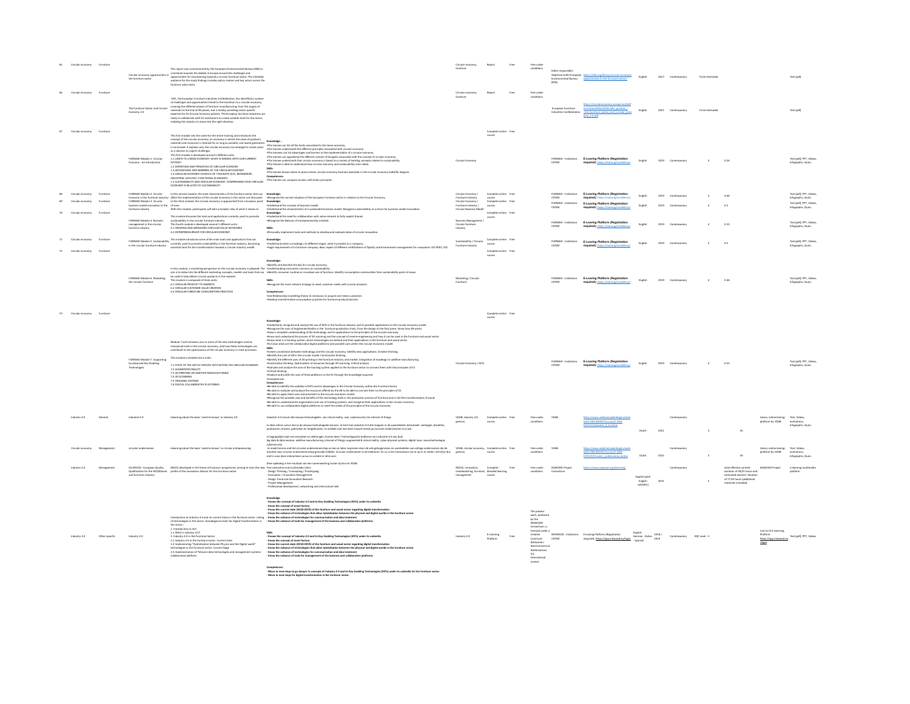| No. | Topic | Sector | Title | Description | Learning outcomes | Keywords | Type | Cost | Access | Provider | Link | Language | Year | Period | Level | | | | Format |
|---|---|---|---|---|---|---|---|---|---|---|---|---|---|---|---|---|---|---|---|
| 65 | Circular economy | Furniture | Circular economy opportunities in the furniture sector | This report was commissioned by the European Environmental Bureau (EEB) to contribute towards the debate in Europe around the challenges and opportunities for transitioning towards a circular furniture sector. The intended audience for the study findings includes policy makers and key actors across the furniture value chain. | | Circular economy, furniture | Report | Free | Free under conditions | Editor responsible: Stephane Arditi European Environmental Bureau (EEB) | https://eeb.org/library/circular-economy-opportunities-in-the-furniture-sector/ | English | 2017 | Contemporary | To be estimated | | | | Text (pdf) |
| 66 | Circular economy | Furniture | The Furniture Sector and Circular Economy 2.0 | EFIC, the European Furniture Industries Confederation, has identified a number of challenges and opportunities linked to the transition to a circular economy, covering the different phases of furniture manufacturing, from the supply of materials to the end of life phase, and is hereby providing sector specific expertise for EU Circular Economy policies. The European furniture industries are ready to collaborate with EU institutions to create suitable tools for the sector, enabling the industry to move into the right direction. | | Circular economy, furniture | Report | Free | Free under conditions | European Furniture Industries Confederation | https://circulareconomy.europa.eu/platform/sites/default/files/efic_position_-_the_furniture_sector_and_circular_economy_2.0.pdf | English | 2021 | Contemporary | To be estimated | | | | Text (pdf) |
| 67 | Circular economy | Furniture | FURN360 Module 1: Circular Economy - An Introduction | This first module sets the scene for the entire training and introduces the concept of the circular economy, an economy in which the value of products, materials and resources is retained for as long as possible, and waste generation is minimised. It explains why the circular economy has emerged in recent years as a solution to urgent challenges.<br>This first module is developed around 5 different units.<br>1.1 LIMITS TO LINEAR ECONOMY: WHAT IS WRONG WITH OUR CURRENT SYSTEM?<br>1.2 DEFINITION AND PRINCIPLES OF CIRCULAR ECONOMY<br>1.3 ADVANTAGES AND BARRIERS OF THE CIRCULAR ECONOMY<br>1.4 CIRCULAR ECONOMY SCHOOLS OF THOUGHTS (C2C, BIOMIMICRY, INDUSTRIAL ECOLOGY, FUNCTIONAL ECONOMY)<br>1.5 SUSTAINABILITY AND CIRCULAR ECONOMY: COMPREHEND HOW CIRCULAR ECONOMY IS RELATED TO SUSTAINABILITY | Knowledge:<br>•The trainee can list all the limits associated to the linear economy.<br>•The trainee understands the different principles associated with circular economy.<br>•The trainee can list advantages and barriers to the implementation of a circular economy.<br>•The trainee can apprehend the different schools of thoughts associated with the concept of circular economy.<br>•The trainee understands that circular economy is based on a variety of existing concepts related to sustainability.<br>•The trainee is able to understand how circular economy and sustainability inter-relate.<br>Skills:<br>•The trainee knows where to place certain circular economy business examples in the circular economy butterfly diagram.<br>Competences:<br>•The trainee can compare circular with linear principles. | Circular Economy | Complete online course | Free | | FURN360 - Institution: CETEM | **E-Learning Platform (Registration required):** https://training.furn360.eu/ | English | 2019 | Contemporary | | 4 | 0.26 | | Text (pdf), PPT, Videos, Infographic, Quiz. |
| 68 | Circular economy | Furniture | FURN360 Module 2: Circular Economy in the furniture industry | In this second module, the main characteristics of the furniture sector that can affect the implementation of the circular economy in this sector are discussed. | Knowledge:<br>•Recognize the current situation of the European Furniture sector in relation to the Circular Economy. | Circular Economy / Furniture Industry | Complete online course | Free | | FURN360 - Institution: CETEM | **E-Learning Platform (Registration required):** https://training.furn360.eu/ | English | 2019 | Contemporary | | 4 | 0.46 | | Text (pdf), PPT, Videos, Infographic, Quiz. |
| 69 | Circular economy | Furniture | FURN360 Module 3: Circular business model innovation in the furniture industry | In this third module, the circular economy is approached from a business point of view.<br>With this module, participants will take a broader view of what it means to | Knowledge:<br>•Understand the concept of business model.<br>•Understand the characteristics of a sustainable business model. Recognize sustainability as a driver for business model innovation. | Circular Economy / Furniture Industry / Circular Business Model | Complete online course | Free | | FURN360 - Institution: CETEM | **E-Learning Platform (Registration required):** https://training.furn360.eu/ | English | 2019 | Contemporary | | 4 | 0.5 | | Text (pdf), PPT, Videos, Infographic, Quiz. |
| 70 | Circular economy | Furniture | FURN360 Module 4: Business management in the circular furniture industry | This module discusses the tools and applications currently used to promote sustainability in the circular furniture industry.<br>This fourth module is developed around 3 different units:<br>4.1 CREATING AND MANAGING CIRCULAR VALUE NETWORKS<br>4.2 ENTREPRENEURSHIP FOR CIRCULAR ECONOMY | Knowledge:<br>•Understand the need for collaboration with value network to fully exploit shared.<br>•Recognize the features of entrepreneurship mindset.<br>Skills:<br>•Personally implement tools and methods to develop and evaluate ideas of circular innovation. | Business Management / Circular furniture industry | Complete online course | Free | | FURN360 - Institution: CETEM | **E-Learning Platform (Registration required):** https://training.furn360.eu/ | English | 2019 | Contemporary | | 4 | 0.32 | | Text (pdf), PPT, Videos, Infographic, Quiz. |
| 71 | Circular economy | Furniture | FURN360 Module 5: Sustainability in the circular furniture industry | This module introduces some of the main tools and applications that are currently used to promote sustainability in the furniture industry, becoming essential tools for the transformation towards a circular industry model. | Knowledge:<br>•Understand what is ecodesign, its different stages, what it provides to a company.<br>•Legal requirements of a furniture company. Basic aspect of different certifications of Quality and Environment management for companies: ISO 9001, ISO | Sustainability / Circular Furniture Industry | Complete online course | Free | | FURN360 - Institution: CETEM | **E-Learning Platform (Registration required):** https://training.furn360.eu/ | English | 2019 | Contemporary | | 4 | 0.5 | | Text (pdf), PPT, Videos, Infographic, Quiz. |
| 72 | Circular economy | Furniture | FURN360 Module 6: Marketing the circular furniture | In this module, a marketing perspective on the circular economy is adopted. The aim is to determine the different marketing concepts, models and tools that can be used to help deliver circular products in the markets.<br>This module is composed of three units:<br>6.1 CIRCULAR PRODUCT TO MARKETS<br>6.2 CIRCULAR CUSTOMER VALUE CREATION<br>6.3 CIRCULAR FURNITURE CONSUMPTION PRACTICES | Knowledge:<br>•Identify and describe the tips for circular economy.<br>•Understanding consumers concerns on sustainability.<br>•Identify consumer routines or mundane use of furniture. Identify consumption communities from sustainability point of views.<br>Skills:<br>•Recognize the most relevant strategy to meet customer needs with circular products.<br>Competences:<br>•Use Relationship marketing theory to necessary to acquire and retain customers.<br>•Develop transformative consumption practices for furniture product/services. | Marketing / Circular Furniture | Complete online course | Free | | FURN360 - Institution: CETEM | **E-Learning Platform (Registration required):** https://training.furn360.eu/ | English | 2019 | Contemporary | | 4 | 0.46 | | Text (pdf), PPT, Videos, Infographic, Quiz. |
| 73 | Circular economy | Furniture | FURN360 Module 7: Supporting by advanced Key Enabling Technologies | Module 7 will introduce you to some of the new technologies used as transversal tools in the circular economy, and how these technologies can contribute to the optimisation of the circular economy in most processes.<br>This module is divided into 6 units.<br>7.1 STATE OF THE ART OF SPECIFIC KETS WITHIN THE CIRCULAR ECONOMY.<br>7.2 AUGMENTED REALITY<br>7.3 3D PRINTING OR ADDITIVE MANUFACTURING<br>7.4 3D SCANNING<br>7.5 TRACKING SYSTEMS<br>7.6 DIGITAL COLLABORATIVE PLATFORMS | Knowledge:<br>•Understand, recognize and analyze the use of KETs in the furniture industry and its possible applications to the circular economy model.<br>•Recognize the uses of Augmented Reality in the furniture production chain, from the design to the final piece. Know how AR works.<br>•Have a complete understanding of the technology and its applications to the principles of the circular economy.<br>•Know and understand the process of 3D scanning and the concept of reverse engineering and how it can be used in the furniture and wood sector.<br>•Know what is a tracking system, which technologies are behind and their applications in the furniture and wood sector.<br>•To know what are the collaborative digital platforms and possible uses within the circular economic model.<br>Skills:<br>•Create connections between technology and the circular economy. Identify new applications. Creative thinking.<br>•Identify the uses of AR in the circular model. Constructive thinking.<br>•Identify the different uses of 3D printing in the furniture industry and market. Integration of modeling in additive manufacturing.<br>•Constructive thinking. Optimization of resources through 3D scanning. Critical analysis.<br>•Evaluate and analyze the uses of the tracking system applied to the furniture sector to connect them with the principles of CE.<br>•Critical thinking.<br>•Analyze and justify the uses of these platforms in the EC through the knowledge acquired.<br>•Competences:<br>Competences:<br>•Be able to identify the usability of KETs and its advantages in the Circular Economy within the Furniture Sector.<br>•Be able to evaluate and analyze the resources offered by the AR to be able to connect them to the principles of CE.<br>•Be able to apply these uses and processes to the circular economic model.<br>•Recognize the possible uses and benefits of this technology both in the production process of furniture and in the first transformation of wood.<br>•Be able to understand the organization and use of tracking systems, and recognize their applications in the circular economy.<br>•Be able to use collaborative digital platforms to meet the needs of the principles of the circular economy. | Circular Economy / KETs | Complete online course | Free | | FURN360 - Institution: CETEM | **E-Learning Platform (Registration required):** https://training.furn360.eu/ | English | 2019 | Contemporary | | 4 | 0.52 | | Text (pdf), PPT, Videos, Infographic, Quiz. |
| | Industry 4.0 | General | Industrie 4.0 | elearning about the basic 'need-to-know' in Industry 4.0 | Industrie 4.0 omvat alle nieuwe technologieën: van virtual reality, over cybersecurity tot internet of things.<br>In deze online cursus leer je de nieuwe technologieën kennen. Je leert hoe industrie 4.0 alle stappen in de waardeketen beïnvloedt: verkopen, bestellen, produceren, leveren, gebruiken en terugbrengen. Je ontdekt ook hoe deze nieuwe trends jou kunnen ondersteunen in je job.<br>In begrijpelijke taal met animaties en oefeningen, komen deze 7 technologische drijfveren van industrie 4.0 aan bod:<br>big data & data analyse, additive manufacturing, internet of things, augmented & virtual reality, cyber physical systems, digital twin, cybersecurity. | VDAB, industry 4.0, general | Complete online course | Free | Free under conditions | VDAB | https://www.vdab.be/opleidingen/aanbod/0-4M-H80WH?cursus/IC-4M-591221/Industrie_4_0-online | Dutch | 2021 | Contemporary | 4 | 5h | | Leiaro, online leaning platform by VDAB | Text, Videos, animations, Infographic, Quiz. |
| | Circular economy | Management | circulair ondernemen | elearning about the basic 'need-to-know' in circular entrepreneurship | Je maakt kennis met het circulair ondernemerschap en kan je laten inspireren door de vele gebruiksmiddelen en voorbeelden van collega-ondernemers die de transitie naar circulair ondernemerschap gemaakt hebben. Circulair ondernemen is de toekomst. En nu is het moment om er op in te zetten. Schrijf je dus snel in voor deze interactieve cursus en ontdek er alles over. | VDAB, circular economy, general | Complete online course | Free | Free under conditions | VDAB | https://www.vdab.be/opleidingen/aanbod/0-4M-H80WH?cursus/IC-4M-595220/Circulair_ondernemen-online | Dutch | 2021 | Contemporary | 4 | 5h | | Leiaro, online leaning platform by VDAB | Text, Videos, animations, Infographic, Quiz. |
| | Industry 4.0 | Management | EDWOOD - European Quality Qualification for the WOODwork and furniture industry | MOOC developed in the frame of Erasmus+ programme, aiming to train the new profile of the Innovation Advisor for the Furniture sector | Deze opleiding is het resultaat van een samenwerking tussen Syntra en VIGAN<br>Free interactive and multimedia Units:<br>- Design Thinking / Conceptiing / Prototyping<br>- Innovation / Innovation Management<br>- Design Trend and Innovation Research<br>- Project Management<br>- Professional development, networking and intercultural skill | MOOC, innovation, trendwatching, furniture, management | Complete blended learning course | Free | Free under conditions | EDWOOD Project Consortium | https://www.eqwood.org/elearning | English (with English subtitles) | 2021 | Contemporary | 5 | Total effective content: duration of 38.55 hours and estimated learners' duration of 77.10 hours (additional materials included) | | EDWOOD Project | e-learning multimedia platform |
| | Industry 4.0 | Other specific | Industry 4.0 | Introduction to Industry 4.0 and its current status in the furniture sector. Listing of technologies in the sector. Autodiagnosis tools for digital transformation in the sector.:<br>1: Introduction to I4.0<br>1.1 What is Industry 4.0?<br>2: Industry 4.0 in the Furniture Sector<br>2.1 Industry 4.0 in the furniture sector. Current state<br>2.2 Implementing "Hybridization between Physics and the Digital world" technologies in the furniture sector. Current Stage<br>2.3 Implementation of Telecom-data technologies and management systems-collaborative platform | **Knowledge**<br>**- Knows the concept of Industry 4.0 and its Key Enabling Technologies (KETs) under its umbrella.**<br>**- Know the concept of smart factory**<br>**- Know the current state (2018-2019) of the furniture and wood sector regarding digital transformation**<br>**- Know the reliance of technologies that allow hybridisation between the physical and digital worlds in the furniture sector**<br>**- Know the reliance of technologies for communication and data treatment**<br>**- Know the reliance of tools for management of the business and collaboration platforms.**<br>**Skills**<br>**- Knows the concept of Industry 4.0 and its Key Enabling Technologies (KETs) under its umbrella.**<br>**- Know the concept of smart factory**<br>**- Know the current state (2018-2019) of the furniture and wood sector regarding digital transformation**<br>**- Know the reliance of technologies that allow hybridisation between the physical and digital worlds in the furniture sector**<br>**- Know the reliance of technologies for communication and data treatment**<br>**- Know the reliance of tools for management of the business and collaboration platforms.**<br>**Competences**<br>**- Move to next steps to go deeper in concepts of Industry 4.0 and its Key Enabling Technologies (KETs) under its umbrella for the furniture sector.**<br>**- Move to next steps for digital transformation in the furniture sector.** | Industry 4.0 | E-Learning Platform | Free | The present work, produced by the INNWOOD Consortium, is licensed under a Creative Commons Attribution-NonCommercial-NoDerivatives 4.0 International License | INNWOOD - Institution: CETEM | E-Learning Platform (Registration required): https://app.innwood.eu/login | English - German - Italian - Spanish | 2018 / 2019 | Contemporary | EQF Level - 5 | | | Link to the E-Learning Platform: https://app.innwood.eu/login | Text (pdf), PPT, Videos |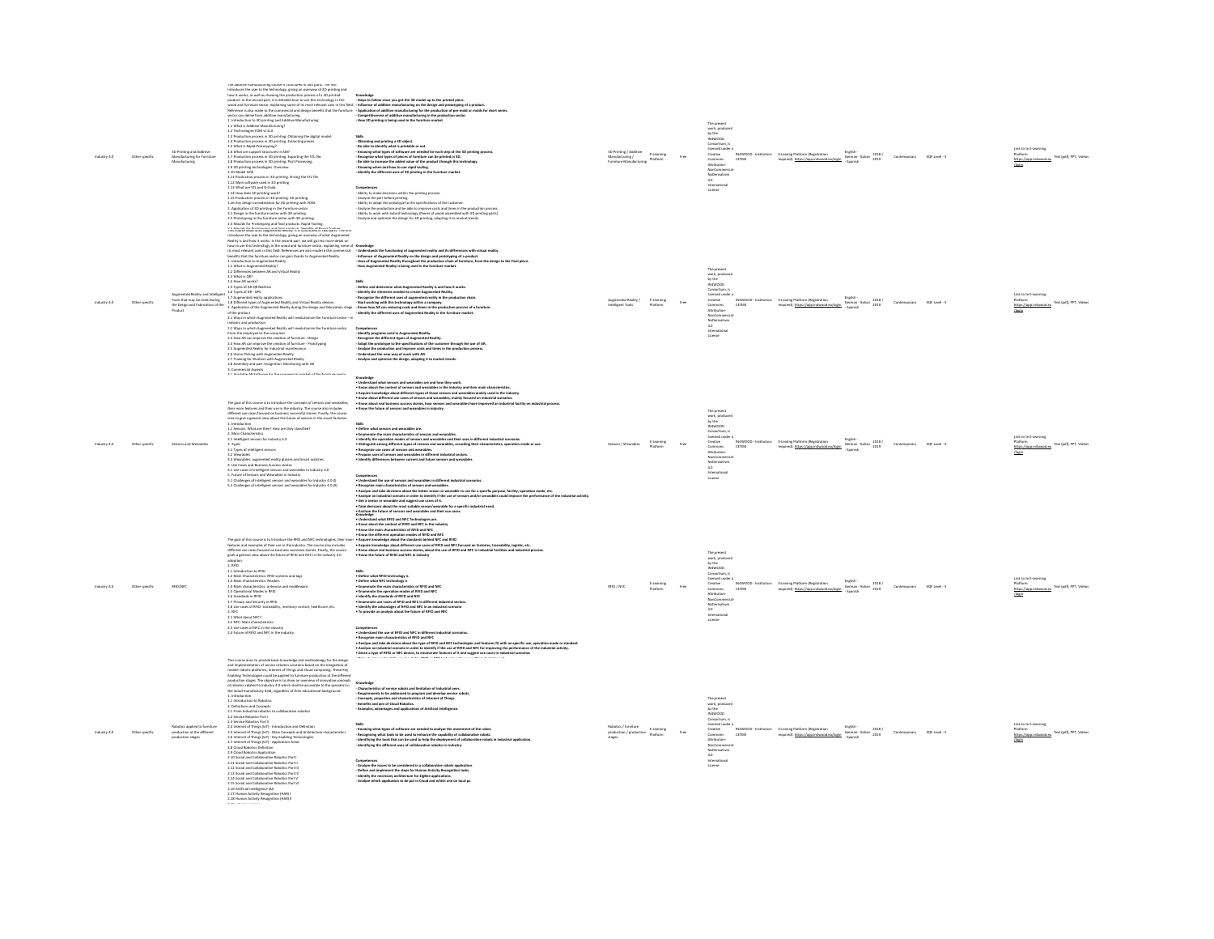| | | | | | | | | | | | | | | | | | |
|---|---|---|---|---|---|---|---|---|---|---|---|---|---|---|---|---|---|
| Industry 4.0 | Other specific | 3D Printing and Additive Manufacturing for Furniture Manufacturing | The additive manufacturing course is structured in two parts. The first introduces the user to the technology, giving an overview of 3D printing and how it works, as well as showing the production process of a 3D printed product. In the second part, it is detailed how to use this technology in the wood and furniture sector, explaining some of its most relevant uses in this field. Reference is also made to the commercial and design benefits that the furniture sector can derive from additive manufacturing.<br>1. Introduction to 3D printing and Additive Manufacturing.<br>1.1 What is Additive Manufacturing?<br>1.2 Technologies FDM vs SLA<br>1.3 Production process in 3D printing. Obtaining the digital model.<br>1.4 Production process in 3D printing. Extracting pieces.<br>1.5 What is Rapid Prototyping?<br>1.6 What are support structures in AM?<br>1.7 Production process in 3D printing. Exporting the STL file.<br>1.8 Production process in 3D printing. Post Processing.<br>1.9 3D printing technologies. Overview.<br>1.10 Model infill<br>1.11 Production process in 3D printing. Slicing the STL file.<br>1.12 Main software used in 3D printing.<br>1.13 What are STL and G-Code.<br>1.14 How does 3D printing work?<br>1.15 Production process in 3D printing. 3D printing.<br>1.16 Key design considerations for 3D printing with FDM.<br>2. Application of 3D printing in the Furniture sector.<br>2.1 Design in the furniture sector with 3D printing.<br>2.2 Prototyping in the furniture sector with 3D printing.<br>2.3 Moulds for Prototyping and final products. Rapid Tooling.<br>2.4 Moulds for Prototyping and final products. Benefits of Rapid Tooling | **Knowledge**<br>- Steps to follow since you get the 3D model up to the printed piece.<br>- Influence of additive manufacturing on the design and prototyping of a product.<br>- Application of additive manufacturing for the production of pre-mold or molds for short series.<br>- Competitiveness of additive manufacturing in the production sector.<br>- How 3D printing is being used in the furniture market.<br><br>**Skills**<br>- Obtaining and printing a 3D object.<br>- Be able to identify what is printable or not.<br>- Knowing what types of software are needed for each step of the 3D printing process.<br>- Recognize what types of pieces of furniture can be printed in 3D.<br>- Be able to increase the added value of the product through this technology.<br>- Knowing when and how to use rapid tooling.<br>- Identify the different uses of 3D printing in the furniture market.<br><br>**Competences**<br>- Ability to make decisions within the printing process.<br>- Analyze the part before printing.<br>- Ability to adapt the prototype to the specifications of the customer.<br>- Analyze the production and be able to improve costs and times in the production process.<br>- Ability to work with hybrid technology (Pieces of wood assembled with 3D printing parts).<br>- Analyze and optimize the design for 3D printing, adapting it to market trends. | 3D Printing / Additive Manufacturing / Furniture Manufacturing | E-Learning Platform | Free | The present work, produced by the INWOOD Consortium, is licensed under a Creative Commons Attribution-NonCommercial-NoDerivatives 4.0 International License | INWOOD - Institution: CETEM | E-Learning Platform (Registration required): https://app.inwood.eu/login | English - German - Italian - Spanish | 2018 / 2019 | Contemporary | EQF Level - 5 | Link to te E-Learning Platform https://app.inwood.eu/login | Text (pdf), PPT, Videos |
| Industry 4.0 | Other specific | Augmented Reality and Intelligent Tools that may be Used During the Design and Fabrication of the Product | The course Advanced Augmented Reality is structured in two parts. The first introduces the user to the technology, giving an overview of what Augmented Reality is and how it works. In the second part, we will go into more detail on how to use this technology in the wood and furniture sector, explaining some of its most relevant uses in this field. References are also made to the commercial benefits that the furniture sector can gain thanks to Augmented Reality.<br>1. Introduction to Augmented Reality<br>1.1 What is Augmented Reality?<br>1.2 Differences between AR and Virtual Reality<br>1.3 What is QR?<br>1.4 How AR works?<br>1.5 Types of AR-QR Markers<br>1.6 Types of AR – GPS<br>1.7 Augmented reality applications<br>1.8 Different types of Augmented Reality and Virtual Reality devices<br>2. Application of the Augmented Reality during the design and fabrication stage of the product<br>2.1 Ways in which Augmented Reality will revolutionize the furniture sector – In industry and production<br>2.2 Ways in which Augmented Reality will revolutionize the Furniture sector From the employee to the consumer<br>2.3 How AR can improve the creation of furniture - Design<br>2.4 How AR can improve the creation of furniture - Prototyping<br>2.5 Augmented Reality for industrial maintenance<br>2.6 Voice Picking with Augmented Reality<br>2.7 Training for Workers with Augmented Reality<br>2.8 Assembly and part recognition. Monitoring with AR<br>3. Commercial Aspects<br>3.1 Available AR Software for the commercial market of the furniture sector | **Knowledge**<br>- Understands the functioning of augmented reality and its differences with virtual reality.<br>- Influence of Augmented Reality on the design and prototyping of a product.<br>- Uses of Augmented Reality throughout the production chain of furniture, from the design to the final piece.<br>- How Augmented Reality is being used in the furniture market.<br><br>**Skills**<br>- Define and determine what Augmented Reality is and how it works.<br>- Identify the elements needed to create Augmented Reality.<br>- Recognize the different uses of augmented reality in the production chain.<br>- Start working with this technology within a company.<br>- Know how AR can reducing costs and times in the production process of a furniture.<br>- Identify the different uses of Augmented Reality in the furniture market.<br><br>**Competences**<br>- Identify programs used in Augmented Reality.<br>- Recognize the different types of Augmented Reality.<br>- Adapt the prototype to the specifications of the customer through the use of AR.<br>- Analyze the production and improve costs and times in the production process.<br>- Understand the new way of work with AR.<br>- Analyze and optimize the design, adapting it to market trends. | Augmented Reality / Intelligent Tools | E-Learning Platform | Free | The present work, produced by the INWOOD Consortium, is licensed under a Creative Commons Attribution-NonCommercial-NoDerivatives 4.0 International License | INWOOD - Institution: CETEM | E-Learning Platform (Registration required): https://app.inwood.eu/login | English - German - Italian - Spanish | 2018 / 2019 | Contemporary | EQF Level - 5 | Link to te E-Learning Platform https://app.inwood.eu/login | Text (pdf), PPT, Videos |
| Industry 4.0 | Other specific | Sensors and Wearables | The goal of this course is to introduce the concepts of sensors and wearables, their main features and their use in the industry. The course also includes different use cases focused on business successful stories. Finally, the course tries to give a general view about the future of sensors in the smart factories.<br>1. Introduction<br>1.1 Sensors. What are they? How are they classified?<br>2. Main Characteristics<br>2.1 Intelligent sensors for Industry 4.0<br>3. Types<br>3.1 Types of intelligent sensors<br>3.2 Wearables<br>3.3 Wearables: augmented reality glasses and Smart watches<br>4. Use Cases and Business Success stories<br>4.1 Use cases of intelligent sensors and wearables in Industry 4.0<br>5. Future of Sensors and Wearables in Industry<br>5.1 Challenges of intelligent sensors and wearables for Industry 4.0 (I)<br>5.2 Challenges of intelligent sensors and wearables for Industry 4.0 (II) | **Knowledge**<br>• Understand what sensors and wearables are and how they work.<br>• Know about the context of sensors and wearables in the industry and their main characteristics.<br>• Acquire knowledge about different types of those sensors and wearables widely used in the industry.<br>• Know about different use cases of sensors and wearables, mainly focused on industrial scenarios.<br>• Know about real business success stories, how sensors and wearables have improved an industrial facility on industrial process.<br>• Know the future of sensors and wearables in industry.<br><br>**Skills**<br>• Define what sensors and wearables are.<br>• Enumerate the main characteristics of sensors and wearables.<br>• Identify the operation modes of sensors and wearables and their uses in different industrial scenarios.<br>• Distinguish among different types of sensors and wearables, according their characteristics, operation mode or use.<br>• Recognize use cases of sensors and wearables.<br>• Propose uses of sensors and wearables in different industrial sectors.<br>• Identify differences between current and future sensors and wearables.<br><br>**Competences**<br>• Understand the use of sensors and wearables in different industrial scenarios.<br>• Recognize main characteristics of sensors and wearables.<br>• Analyze and take decisions about the better sensor or wearable to use for a specific purpose, facility, operation mode, etc.<br>• Analyze an industrial scenario in order to identify if the use of sensors and/or wearables could improve the performance of the industrial activity.<br>• Get a sensor or wearable and suggest use cases of it.<br>• Take decisions about the most suitable sensor/wearable for a specific industrial need.<br>• Analyze the future of sensors and wearables and their use cases. | Sensors / Wearables | E-Learning Platform | Free | The present work, produced by the INWOOD Consortium, is licensed under a Creative Commons Attribution-NonCommercial-NoDerivatives 4.0 International License | INWOOD - Institution: CETEM | E-Learning Platform (Registration required): https://app.inwood.eu/login | English - German - Italian - Spanish | 2018 / 2019 | Contemporary | EQF Level - 5 | Link to te E-Learning Platform https://app.inwood.eu/login | Text (pdf), PPT, Videos |
| Industry 4.0 | Other specific | RFID/NFC | The goal of this course is to introduce the RFID and NFC technologies, their main features and examples of their use in the industry. The course also includes different use cases focused on business successes stories. Finally, the course gives a general view about the future of RFID and NFC in the industry 4.0 adoption.<br>1. RFID<br>1.1 Introduction to RFID<br>1.2 Main Characteristics: RFID systems and tags<br>1.3 Main Characteristics: Readers<br>1.4 Main Characteristics: antennas and middleware<br>1.5 Operational Modes in RFID<br>1.6 Standards in RFID<br>1.7 Privacy and Security in RFID<br>1.8 Use cases of RFID: traceability, inventory control, healthcare, etc.<br>2. NFC<br>2.1 What about NFC?<br>2.2 NFC: Main characteristics<br>2.3 Use cases of NFC in the industry<br>2.4 Future of RFID and NFC in the industry | **Knowledge**<br>• Understand what RFID and NFC Technologies are.<br>• Know about the context of RFID and NFC in the industry<br>• Know the main characteristics of RFID and NFC<br>• Know the different operation modes of RFID and NFC<br>• Acquire knowledge about the standards behind NFC and RFID<br>• Acquire knowledge about different use cases of RFID and NFC focused on factories, traceability, logistic, etc.<br>• Know about real business success stories, about the use of RFID and NFC in industrial facilities and industrial process.<br>• Know the future of RFID and NFC in industry<br><br>**Skills**<br>• Define what RFID technology is.<br>• Define what NFC technology is<br>• Enumerate the main characteristics of RFID and NFC<br>• Enumerate the operation modes of RFID and NFC<br>• Identify the standards of RFID and NFC<br>• Enumerate use cases of RFID and NFC in different industrial sectors.<br>• Identify the advantages of RFID and NFC in an industrial scenario<br>• To provide an analysis about the future of RFID and NFC<br><br>**Competences**<br>• Understand the use of RFID and NFC in different industrial scenarios.<br>• Recognize main characteristics of RFID and NFC<br>• Analyze and take decisions about the type of RFID and NFC technologies and features fit with an specific use, operation mode or standard<br>• Analyze an industrial scenario in order to identify if the use of RFID and NFC for improving the performance of the industrial activity.<br>• Given a type of RFID or NFC device, to enumerate features of it and suggest use cases in industrial scenarios. | RFID / NFC | E-Learning Platform | Free | The present work, produced by the INWOOD Consortium, is licensed under a Creative Commons Attribution-NonCommercial-NoDerivatives 4.0 International License | INWOOD - Institution: CETEM | E-Learning Platform (Registration required): https://app.inwood.eu/login | English - German - Italian - Spanish | 2018 / 2019 | Contemporary | EQF Level - 5 | Link to te E-Learning Platform https://app.inwood.eu/login | Text (pdf), PPT, Videos |
| Industry 4.0 | Other specific | Robotics applied to furniture production at the different production stages | This course aims to provide basic knowledge and methodology for the design and implementation of service robotics solutions based on the integration of mobile robotic platforms, Internet of Things and Cloud computing. These Key Enabling Technologies could be applied to furniture production at the different production stages. The objective is to show an overview of innovative concepts of robotics related to Industry 4.0 which shall be accessible to the specialist in the wood manufactory field, regardless of their educational background.<br>1. Introduction<br>1.1 Introduction to Robotics<br>2. Definitions and Concepts<br>2.1 From industrial robotics to collaborative robotics<br>2.2 Service Robotics Part I<br>2.3 Service Robotics Part II<br>2.4 Internet of Things (IoT) - Introduction and Definition<br>2.5 Internet of Things (IoT) - Main Concepts and Architecture characteristics<br>2.6 Internet of Things (IoT) - Key Enabling Technologies<br>2.7 Internet of Things (IoT) - Application Areas<br>2.8 Cloud Robotics Definition<br>2.9 Cloud Robotics Application<br>2.10 Social and Collaborative Robotics Part I<br>2.11 Social and Collaborative Robotics Part II<br>2.12 Social and Collaborative Robotics Part III<br>2.13 Social and Collaborative Robotics Part IV<br>2.14 Social and Collaborative Robotics Part V<br>2.15 Social and Collaborative Robotics Part VI<br>2.16 Artificial intelligence (AI)<br>2.17 Human Activity Recognition (HAR) I<br>2.18 Human Activity Recognition (HAR) II | **Knowledge**<br>- Characteristics of service robots and limitation of industrial ones.<br>- Requirements to be addressed to program and develop service robots.<br>- Concepts, properties and characteristics of Internet of Things.<br>- Benefits and aim of Cloud Robotics.<br>- Examples, advantages and applications of Artificial Intelligence.<br><br>**Skills**<br>- Knowing what types of software are needed to analyze the movement of the robot.<br>- Recognizing what tools to be used to enhance the capability of collaborative robots.<br>- Define and implement the steps for Human Activity Recognition tasks.<br>- Identifying the tools that can be used to help the deployment of collaborative robots in industrial application.<br>- Identifying the different uses of collaborative robots in industry.<br><br>**Competences**<br>- Analyze the issues to be considered in a collaborative robots application.<br>- Define and implement the steps for Human Activity Recognition tasks.<br>- Identify the necessary architecture for Bigdata applications.<br>- Analyze which application to be put in Cloud and which one on local pc. | Robotics / furniture production / production stages | E-Learning Platform | Free | The present work, produced by the INWOOD Consortium, is licensed under a Creative Commons Attribution-NonCommercial-NoDerivatives 4.0 International License | INWOOD - Institution: CETEM | E-Learning Platform (Registration required): https://app.inwood.eu/login | English - German - Italian - Spanish | 2018 / 2019 | Contemporary | EQF Level - 5 | Link to te E-Learning Platform https://app.inwood.eu/login | Text (pdf), PPT, Videos |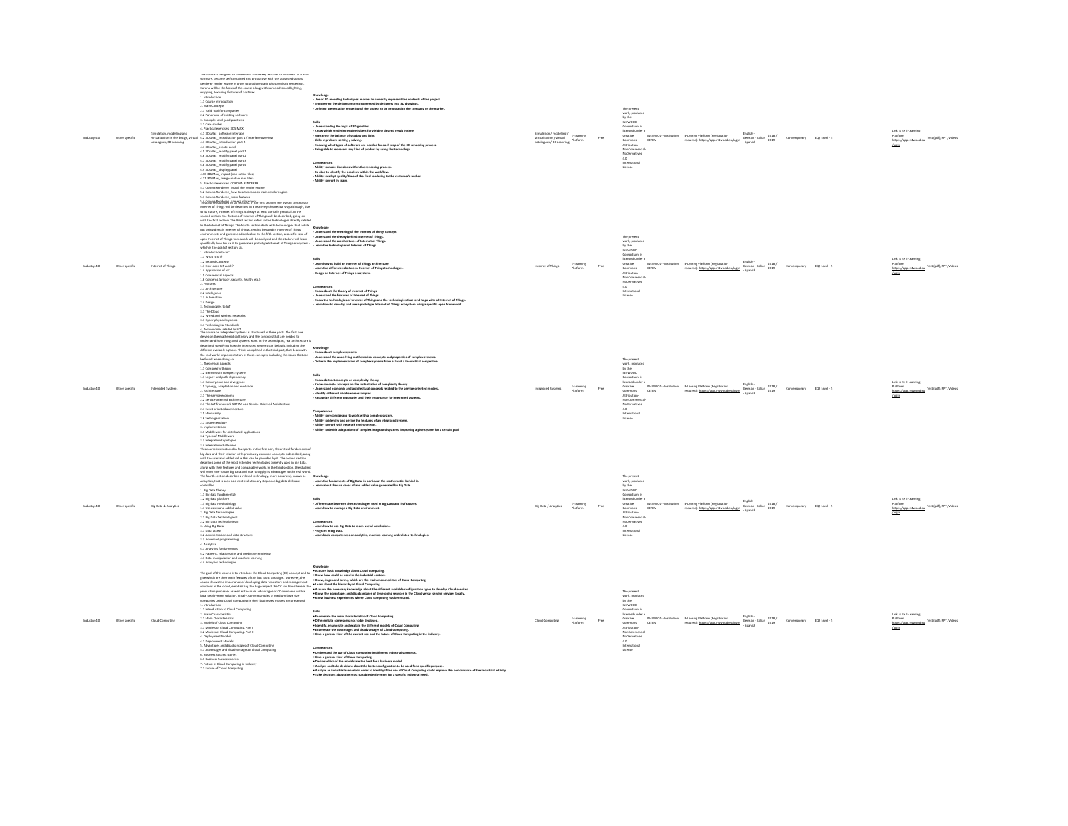| | | | | | | | | | | | | | | | | |
|---|---|---|---|---|---|---|---|---|---|---|---|---|---|---|---|---|
| Industry 4.0 | Other specific | Simulation, modelling and virtualization in the design, virtual catalogues, 3D scanning | The course is designed to understand all the key features of Autodesk 3DS Max software, become self-sufficient and productive with the advanced Corona Renderer render engine in order to produce static photorealistic renderings. Corona will be the focus of the course along with some advanced lighting, mapping, texturing features of 3ds Max.<br>1. Introduction<br>1.1 Course introduction<br>2. Main Concepts<br>2.1 Valid tool for companies<br>2.2 Panorama of existing softwares<br>3. Examples and good practices<br>3.1 Case studies<br>4. Practical exercises: 3DS MAX<br>4.1 3DsMax_ software interface<br>4.2 3DsMax_ introduction part 1 / interface overview<br>4.3 3DsMax_ introduction part 2<br>4.4 3DsMax_ create panel<br>4.5 3DsMax_ modify panel part 1<br>4.6 3DsMax_ modify panel part 2<br>4.7 3DsMax_ modify panel part 3<br>4.8 3DsMax_ modify panel part 4<br>4.9 3DsMax_ display panel<br>4.10 3DsMax_ import (non native files)<br>4.11 3DsMax_ merge (native max files)<br>5. Practical exercises: CORONA RENDERER<br>5.1 Corona Renderer_ install the render engine<br>5.2 Corona Renderer_ how to set corona as main render engine<br>5.3 Corona Renderer_ main features<br>5.4 Corona Renderer_ ... | Knowledge<br>- Use of 3D modeling techniques in order to correctly represent the contents of the project.<br>- Transferring the design contents expressed by designers into 3D drawings.<br>- Defining presentation rendering of the project to be proposed to the company or the market.<br><br>Skills<br>- Understanding the logic of 3D graphics.<br>- Know which rendering engine is best for yielding desired result in time.<br>- Mastering the balance of shadow and light.<br>- Skills in problem setting / solving.<br>- Knowing what type of software are needed for each step of the 3D rendering process.<br>- Being able to represent any kind of product by using this technology.<br><br>Competences<br>- Ability to make decisions within the rendering process.<br>- Be able to identify the problem within the workflow.<br>- Ability to adapt quality/time of the final rendering to the customer's wishes.<br>- Ability to work in team. | Simulation / modelling / virtualization / virtual catalogues / 3D scanning | E-Learning Platform | Free | The present work, produced by the INNWOOD Consortium, is licensed under a Creative Commons Attribution-NonCommercial-NoDerivatives 4.0 International License | INNWOOD - Institution: CETEM | E-Learning Platform (Registration required): https://app.innwood.eu/login | English - German - Italian - Spanish | 2018 / 2019 | Contemporary | EQF Level - 5 | Link to the E-Learning Platform https://app.innwood.eu/login | Text (pdf), PPT, Videos |
| Industry 4.0 | Other specific | Internet of Things | This course is divided in six sections. In the first section, the overall concepts of Internet of Things will be described in a relatively theoretical way although, due to its nature, Internet of Things is always at least partially practical. In the second section, the features of Internet of Things will be described, going on with the first section. The third section refers to the technologies directly related to the Internet of Things. The fourth section deals with technologies that, while not being directly Internet of Things, tend to be used in Internet of Things environments and generate added value. In the fifth section, a specific case of open Internet of Things framework will be analyzed and the student will learn specifically how to use it to generate a prototype Internet of Things ecosystem which is the goal of section six.<br>1. Introduction to IoT<br>1.1 What is IoT?<br>1.2 Related Concepts<br>1.3 How does IoT work?<br>1.4 Application of IoT<br>1.5 Commercial Aspects<br>1.6 Concerns (privacy, security, health, etc.)<br>2. Features<br>2.1 Architecture<br>2.2 Intelligence<br>2.3 Automation<br>2.4 Design<br>3. Technologies to IoT<br>3.1 The Cloud<br>3.2 Wired and wireless networks<br>3.3 Cyber-physical systems<br>3.4 Technological Standards<br>4. Technologies related to IoT | Knowledge<br>- Understand the meaning of the Internet of Things concept.<br>- Understand the theory behind Internet of Things.<br>- Understand the architectures of Internet of Things.<br>- Learn the technologies of Internet of Things.<br><br>Skills<br>- Learn how to build an Internet of Things architecture.<br>- Learn the differences between Internet of Things technologies.<br>- Design an Internet of Things ecosystem.<br><br>Competences<br>- Know about the theory of Internet of Things.<br>- Understand the features of Internet of Things.<br>- Know the technologies of Internet of Things and the technologies that tend to go with of Internet of Things.<br>- Learn how to develop and use a prototype Internet of Things ecosystem using a specific open framework. | Internet of Things | E-Learning Platform | Free | The present work, produced by the INNWOOD Consortium, is licensed under a Creative Commons Attribution-NonCommercial-NoDerivatives 4.0 International License | INNWOOD - Institution: CETEM | E-Learning Platform (Registration required): https://app.innwood.eu/login | English - German - Italian - Spanish | 2018 / 2019 | Contemporary | EQF Level - 5 | Link to the E-Learning Platform https://app.innwood.eu/login | Text (pdf), PPT, Videos |
| Industry 4.0 | Other specific | Integrated Systems | The course on Integrated Systems is structured in three parts. The first one delves on the mathematical theory and the concepts that are needed to understand how integrated systems work. In the second part, real architecture is described, specifying how the integrated systems can be built, including the different available options. This is completed in the third part, that deals with the real world implementation of these concepts, including the issues that can be found when doing so.<br>1. Theoretical Aspects<br>1.1 Complexity theory<br>1.2 Networks in complex systems<br>1.3 Legacy and path dependency<br>1.4 Convergence and divergence<br>1.5 Synergy, adaptation and evolution<br>2. Architecture<br>2.1 The service economy<br>2.2 Service-oriented architecture<br>2.3 The IoT framework SOFIA2 as a Service-Oriented Architecture<br>2.4 Event-oriented architecture<br>2.5 Modularity<br>2.6 Self-organization<br>2.7 System ecology<br>3. Implementation<br>3.1 Middleware for distributed applications<br>3.2 Types of Middleware<br>3.3 Integration topologies<br>3.4 Integration challenges | Knowledge<br>- Know about complex systems.<br>- Understand the underlying mathematical concepts and properties of complex systems.<br>- Delve in the implementation of complex systems from at least a theoretical perspective.<br><br>Skills<br>- Know abstract concepts on complexity theory.<br>- Know concrete concepts on the instantiation of complexity theory.<br>- Understand economic and architectural concepts related to the service-oriented models.<br>- Identify different middleware examples.<br>- Recognize different topologies and their importance for integrated systems.<br><br>Competences<br>- Ability to recognize and to work with a complex system.<br>- Ability to identify and define the features of an integrated system.<br>- Ability to work with network environments.<br>- Ability to decide adaptations of complex integrated systems, improving a give system for a certain goal. | Integrated Systems | E-Learning Platform | Free | The present work, produced by the INNWOOD Consortium, is licensed under a Creative Commons Attribution-NonCommercial-NoDerivatives 4.0 International License | INNWOOD - Institution: CETEM | E-Learning Platform (Registration required): https://app.innwood.eu/login | English - German - Italian - Spanish | 2018 / 2019 | Contemporary | EQF Level - 5 | Link to the E-Learning Platform https://app.innwood.eu/login | Text (pdf), PPT, Videos |
| Industry 4.0 | Other specific | Big Data & Analytics | This course is structured in four parts. In the first part, theoretical fundaments of big data and their relation with previously common concepts is described, along with the uses and added value that can be provided by it. The second section describes some of the most extended technologies currently used in big data, along with their features and comparative work. In the third section, the student will learn how to use big data and how to apply its advantages to the real world. The fourth section describes a related technology, more advanced, known as Analytics, that is seen as a next evolutionary step once big data drifts are controlled.<br>1. Big Data Theory<br>1.1 Big data fundamentals<br>1.2 Big data platform<br>1.3 Big data methodology<br>1.4 Use cases and added value<br>2. Big Data Technologies<br>2.1 Big Data Technologies I<br>2.2 Big Data Technologies II<br>3. Using Big Data<br>3.1 Data access<br>3.2 Administration and data structures<br>3.3 Advanced programming<br>4. Analytics<br>4.1 Analytics fundamentals<br>4.2 Patterns, relationships and predictive modeling<br>4.3 Data manipulation and machine learning<br>4.4 Analytics technologies | Knowledge<br>- Learn the fundaments of Big Data, in particular the mathematics behind it.<br>- Learn about the use cases of and added value generated by Big Data.<br><br>Skills<br>- Differentiate between the technologies used in Big Data and its features.<br>- Learn how to manage a Big Data environment.<br><br>Competences<br>- Learn how to use Big Data to reach useful conclusions.<br>- Program in Big Data.<br>- Learn basic competences on analytics, machine learning and related technologies. | Big Data / Analytics | E-Learning Platform | Free | The present work, produced by the INNWOOD Consortium, is licensed under a Creative Commons Attribution-NonCommercial-NoDerivatives 4.0 International License | INNWOOD - Institution: CETEM | E-Learning Platform (Registration required): https://app.innwood.eu/login | English - German - Italian - Spanish | 2018 / 2019 | Contemporary | EQF Level - 5 | Link to the E-Learning Platform https://app.innwood.eu/login | Text (pdf), PPT, Videos |
| Industry 4.0 | Other specific | Cloud Computing | The goal of this course is to introduce the Cloud Computing (CC) concept and to give which are the main features of this hot topic paradigm. Moreover, the course shows the importance of developing data repository and management solutions in the cloud, emphasizing the huge impact the CC solutions have in the production processes as well as the main advantages of CC compared with a local deployment solution. Finally, some examples of medium-large size companies using Cloud Computing in their businesses models are presented.<br>1. Introduction<br>1.1 Introduction to Cloud Computing<br>2. Main Characteristics<br>2.1 Main Characteristics<br>3. Models of Cloud Computing<br>3.1 Models of Cloud Computing: Part I<br>3.2 Models of Cloud Computing: Part II<br>4. Deployment Models<br>4.1 Deployment Models<br>5. Advantages and disadvantages of Cloud Computing<br>5.1 Advantages and disadvantages of Cloud Computing<br>6. Business success stories<br>6.1 Business Success stories<br>7. Future of Cloud Computing in Industry<br>7.1 Future of Cloud Computing | Knowledge<br>• Acquire basic knowledge about Cloud Computing.<br>• Know how could be used in the industrial context.<br>• Know, in general terms, which are the main characteristics of Cloud Computing.<br>• Learn about the hierarchy of Cloud Computing.<br>• Acquire the necessary knowledge about the different available configuration types to develop Cloud services.<br>• Know the advantages and disadvantages of developing services in the Cloud versus serving services locally.<br>• Know business experiences where Cloud computing has been used.<br><br>Skills<br>• Enumerate the main characteristics of Cloud Computing.<br>• Differentiate some scenarios to be deployed.<br>• Identify, enumerate and explain the different models of Cloud Computing.<br>• Enumerate the advantages and disadvantages of Cloud Computing.<br>• Give a general view of the current use and the future of Cloud Computing in the industry.<br><br>Competences<br>• Understand the use of Cloud Computing in different industrial scenarios.<br>• Give a general view of Cloud Computing.<br>• Decide which of the models are the best for a business model.<br>• Analyze and take decisions about the better configuration to be used for a specific purpose.<br>• Analyze an industrial scenario in order to identify if the use of Cloud Computing could improve the performance of the industrial activity.<br>• Take decisions about the most suitable deployment for a specific industrial need. | Cloud Computing | E-Learning Platform | Free | The present work, produced by the INNWOOD Consortium, is licensed under a Creative Commons Attribution-NonCommercial-NoDerivatives 4.0 International License | INNWOOD - Institution: CETEM | E-Learning Platform (Registration required): https://app.innwood.eu/login | English - German - Italian - Spanish | 2018 / 2019 | Contemporary | EQF Level - 5 | Link to the E-Learning Platform https://app.innwood.eu/login | Text (pdf), PPT, Videos |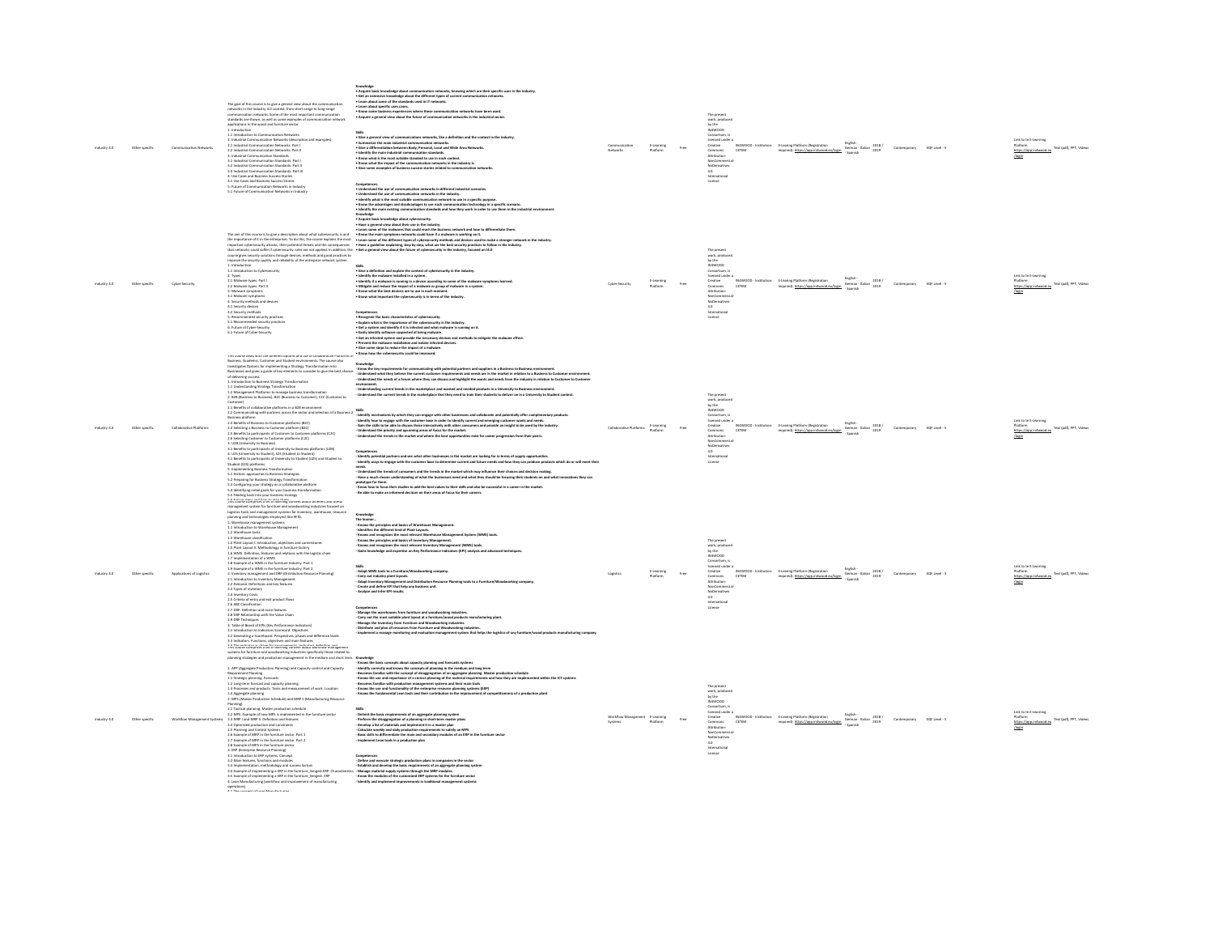| | | | | | | | | | | | | | | | | |
|---|---|---|---|---|---|---|---|---|---|---|---|---|---|---|---|---|
| Industry 4.0 | Other specific | Communication Networks | The goal of this course is to give a general view about the communication networks in the Industry 4.0 context, from short-range to long-range communication networks. Some of the most important communication standards are shown, as well as some examples of communication network applications in the wood and furniture sector.<br>1. Introduction<br>1.1 Introduction to Communication Networks<br>2. Industrial Communication Networks (description and examples)<br>2.1 Industrial Communication Networks. Part I<br>2.2 Industrial Communication Networks. Part II<br>3. Industrial Communication Standards<br>3.1 Industrial Communication Standards. Part I<br>3.2 Industrial Communication Standards. Part II<br>3.3 Industrial Communication Standards. Part III<br>4. Use Cases and Business Success Stories<br>4.1 Use Cases and Business Success Stories<br>5. Future of Communication Networks in Industry<br>5.1 Future of Communication Networks in Industry | **Knowledge**<br>• Acquire basic knowledge about communication networks, knowing which are their specific uses in the industry.<br>• Get an extensive knowledge about the different types of current communication networks.<br>• Learn about some of the standards used in IT networks.<br>• Learn about specific uses cases.<br>• Know some business experiences where these communication networks have been used.<br>• Acquire a general view about the future of communication networks in the industrial sector.<br>**Skills**<br>• Give a general view of communications networks, like a definition and the context in the industry.<br>• Summarize the main industrial communication networks.<br>• Give a differentiation between Body, Personal, Local and Wide Area Networks.<br>• Identify the main industrial communication standards.<br>• Know what is the most suitable standard to use in each context.<br>• Know what the impact of the communication networks in the industry is.<br>• Give some examples of business success stories related to communication networks.<br>**Competences**<br>• Understand the use of communication networks in different industrial scenarios.<br>• Understand the use of communication networks in the industry.<br>• Identify what is the most suitable communication network to use in a specific purpose.<br>• Know the advantages and disadvantages to use each communication technology in a specific scenario.<br>• Identify the main existing communication standards and how they work in order to use them in the industrial environment. | Communication Networks | E-Learning Platform | Free | The present work, produced by the INNWOOD Consortium, is licensed under a Creative Commons Attribution-NonCommercial-NoDerivatives 4.0 International License | INNWOOD - Institution: CETEM | E-Leaning Platform (Registration required): https://app.innwood.eu/login | English - German - Italian - Spanish | 2018 / 2019 | Contemporary | EQF Level - 5 | Link to te E-Learning Platform https://app.innwood.eu/login | Text (pdf), PPT, Videos |
| Industry 4.0 | Other specific | Cyber-Security | The aim of this course is to give a description about what cybersecurity is and the importance of it in the enterprises. To do this, the course explains the most important cybersecurity attacks, their potential threats and the consequences that networks could suffer if cybersecurity rules are not applied. In addition, the course gives security solutions through devices, methods and good practices to improve the security quality and reliability of the enterprise network system.<br>1. Introduction<br>1.1 Introduction to Cybersecurity<br>2. Types<br>2.1 Malware types. Part I<br>2.2 Malware types. Part II<br>3. Malware symptoms<br>3.1 Malware symptoms<br>4. Security methods and devices<br>4.1 Security devices<br>4.2 Security methods<br>5. Recommended security practices<br>5.1 Recommended security practices<br>6. Future of Cyber-Security<br>6.1 Future of Cyber-Security | **Knowledge**<br>• Acquire basic knowledge about cybersecurity.<br>• Have a general view about their use in the industry.<br>• Learn some of the malwares that could reach the business network and how to differentiate them.<br>• Know the main symptoms networks could have if a malware is working on it.<br>• Learn some of the different types of cybersecurity methods and devices used to make a stronger network in the industry.<br>• Have a guideline explaining, step by step, what are the best security practices to follow in the industry.<br>• Get a general view about the future of cybersecurity in the industry, focused on I4.0<br>**Skills**<br>• Give a definition and explain the context of cybersecurity in the industry.<br>• Identify the malware installed in a system.<br>• Identify if a malware is running in a device according to some of the malware symptoms learned.<br>• Mitigate and reduce the impact of a malware or group of malware in a system.<br>• Know what the best devices are to use in each moment.<br>• Know what important the cybersecurity is in terms of the industry.<br>**Competences**<br>• Recognize the basic characteristics of cybersecurity.<br>• Explain what is the importance of the cybersecurity in the industry.<br>• Get a system and identify if it is infected and what malware is running on it.<br>• Easily identify software suspected of being malware.<br>• Get an infected system and provide the necessary devices and methods to mitigate the malware effect.<br>• Prevent the malware installation and isolate infected devices.<br>• Give some steps to reduce the impact of a malware.<br>• Know how the cybersecurity could be improved. | Cyber-Security | E-Learning Platform | Free | The present work, produced by the INNWOOD Consortium, is licensed under a Creative Commons Attribution-NonCommercial-NoDerivatives 4.0 International License | INNWOOD - Institution: CETEM | E-Leaning Platform (Registration required): https://app.innwood.eu/login | English - German - Italian - Spanish | 2018 / 2019 | Contemporary | EQF Level - 5 | Link to te E-Learning Platform https://app.innwood.eu/login | Text (pdf), PPT, Videos |
| Industry 4.0 | Other specific | Collaborative Platforms | This course examines the different options and use of Collaborative Platforms in Business, Academic, Customer and Student environments. The course also investigates Options for implementing a Strategy Transformation into Businesses and gives a guide of key elements to consider to give the best chance of delivering success.<br>1. Introduction to Business Strategy Transformation<br>1.1 Understanding Strategy Transformation<br>1.2 Management Platforms to manage business transformation<br>2. B2B (Business to Business), B2C (Business to Customer), C2C (Customer to Customer)<br>2.1 Benefits of collaborative platforms in a B2B environment<br>2.2 Communicating with partners across the sector and selection of a Business 2 Business platform<br>2.3 Benefits of Business to Customer platforms (B2C)<br>2.4 Selecting a Business to Customer platform (B2C)<br>2.5 Benefits to participants of Customer to Customer platforms (C2C)<br>2.6 Selecting Customer to Customer platforms (C2C)<br>3. U2B (University to Business)<br>3.1 Benefits to participants of University to Business platforms (U2B)<br>4. U2S (University to Student), S2S (Student to Student)<br>4.1 Benefits to participants of University to Student (U2S) and Student to Student (S2S) platforms<br>5. Implementing Business Transformation<br>5.1 Historic approaches to Business Strategies<br>5.2 Preparing for Business Strategy Transformation<br>5.3 Configuring your strategy on a collaborative platform<br>5.4 Identifying initial goals for your business transformation<br>5.5 Feeding back into your business strategy<br>5.6 Future steps and how to plan them | **Knowledge**<br>- Know the key requirements for communicating with potential partners and suppliers in a Business to Business environment.<br>- Understand what they believe the current customer requirements and needs are in the market in relation to a Business to Customer environment.<br>- Understand the needs of a forum where they can discuss and highlight the wants and needs from the industry in relation to Customer to Customer environment.<br>- Understanding current trends in the marketplace and wanted and needed products in a University to Business environment.<br>- Understand the current trends in the marketplace that they need to train their students to deliver on in a University to Student context.<br>**Skills**<br>- Identify mechanisms by which they can engage with other businesses and collaborate and potentially offer complimentary products.<br>- Identify how to engage with the customer base in order to identify current and emerging customer wants and needs.<br>- Gain the skills to be able to discuss these interactively with other consumers and provide an insight to be used by the industry.<br>- Understand the priority and upcoming areas of focus for the market.<br>- Understand the trends in the market and where the best opportunities exist for career progression from their peers.<br>**Competences**<br>- Identify potential partners and see what other businesses in the market are looking for in terms of supply opportunities.<br>- Identify ways to engage with the customer base to determine current and future needs and how they can produce products which do or will meet their needs.<br>- Understand the trends of consumers and the trends in the market which may influence their choices and decision making.<br>- Have a much clearer understanding of what the businesses need and what they should be focusing their students on and what innovations they can prototype for them.<br>- Know how to focus their studies to add the best values to their skills and also be successful in a career in the market.<br>- Be able to make an informed decision on their areas of focus for their careers. | Collaborative Platforms | E-Learning Platform | Free | The present work, produced by the INNWOOD Consortium, is licensed under a Creative Commons Attribution-NonCommercial-NoDerivatives 4.0 International License | INNWOOD - Institution: CETEM | E-Leaning Platform (Registration required): https://app.innwood.eu/login | English - German - Italian - Spanish | 2018 / 2019 | Contemporary | EQF Level - 5 | Link to te E-Learning Platform https://app.innwood.eu/login | Text (pdf), PPT, Videos |
| Industry 4.0 | Other specific | Applications of Logistics | This course comprises a set of learning contents about different warehouse management system for furniture and woodworking industries focused on logistics tools and management systems for inventory, warehouse, resource planning and technologies employed, like RFID.<br>1. Warehouse management systems<br>1.1 Introduction to Warehouse Management<br>1.2 Warehouse tasks<br>1.3 Warehouse classification<br>1.4 Plant Layout I. Introduction, objectives and cornerstones<br>1.5 Plant Layout II. Methodology in furniture factory<br>1.6 WMS. Definition, features and relations with the logistic chain<br>1.7 Implementation of a WMS<br>1.8 Example of a WMS in the furniture industry. Part 1<br>1.9 Example of a WMS in the furniture industry. Part 2<br>2. Inventory management and DRP (Distribution Resource Planning)<br>2.1 Introduction to Inventory Management<br>2.2 Demand. Definitions and key features<br>2.3 Types of inventory<br>2.4 Inventory Costs<br>2.5 Criteria of entry and exit product flows<br>2.6 ABC Classification<br>2.7 DRP. Definition and main features<br>2.8 DRP Relationship with the Value Chain<br>2.9 DRP Techniques<br>3. Table of Board of KPIs (Key Performance Indicators)<br>3.1 Introduction to Indicators Scorecard. Objectives<br>3.2 Generating a Scoreboard. Perspectives, phases and difference levels<br>3.3 Indicators. Functions, objectives and main features | **Knowledge**<br>The learner...<br>- Knows the principles and basics of Warehouse Management.<br>- Identifies the different kind of Plant Layouts.<br>- Knows and recognizes the most relevant Warehouse Management System (WMS) tools.<br>- Knows the principles and basics of Inventory Management.<br>- Knows and recognizes the most relevant Inventory Management (WMS) tools.<br>- Gains knowledge and expertise on Key Performance Indicators (KPI) analysis and advanced techniques.<br>**Skills**<br>- Adapt WMS tools to a Furniture/Woodworking company.<br>- Carry out industry plant layouts.<br>- Adapt Inventory Management and Distribution Resource Planning tools to a Furniture/Woodworking company.<br>- Create and define KPI that help any business unit.<br>- Analyze and infer KPI results.<br>**Competences**<br>- Manage the warehouses from furniture and woodworking industries.<br>- Carry out the most suitable plant layout at a furniture/wood products manufacturing plant.<br>- Manage the inventory from Furniture and Woodworking industries.<br>- Distribute and plan all resources from Furniture and Woodworking industries.<br>- Implement a manage monitoring and evaluation management system that helps the logistics of any furniture/wood products manufacturing company. | Logistics | E-Learning Platform | Free | The present work, produced by the INNWOOD Consortium, is licensed under a Creative Commons Attribution-NonCommercial-NoDerivatives 4.0 International License | INNWOOD - Institution: CETEM | E-Leaning Platform (Registration required): https://app.innwood.eu/login | English - German - Italian - Spanish | 2018 / 2019 | Contemporary | EQF Level - 5 | Link to te E-Learning Platform https://app.innwood.eu/login | Text (pdf), PPT, Videos |
| Industry 4.0 | Other specific | Workflow Management Systems | This course comprises a set of learning contents about workflow management systems for furniture and woodworking industries specifically those related to planning strategies and production management in the medium and short term.<br>1. APP (Aggregate Production Planning) and Capacity control and Capacity Requirement Planning<br>1.1 Strategic planning: Forecasts<br>1.2 Long-term forecast and capacity planning<br>1.3 Processes and products: Tasks and measurement of work. Location<br>1.4 Aggregate planning<br>2. MPS (Master Production Schedule) and MRP II (Manufacturing Resource Planning)<br>2.1 Tactical planning: Master production schedule<br>2.2 MPS: Example of how MPS is implemented in the furniture sector<br>2.3 MRP I and MRP II. Definition and features<br>2.4 Optimized production and constraints<br>2.5 Planning and Control Systems<br>2.6 Example of MRP in the furniture sector. Part 1<br>2.7 Example of MRP in the furniture sector. Part 2<br>2.8 Example of MPS in the furniture sector<br>3. ERP (Enterprise Resource Planning)<br>3.1 Introduction to ERP systems. Concept<br>3.2 Main features, functions and modules<br>3.3 Implementation, methodology and success factors<br>3.4 Example of implementing a ERP in the furniture_Simgest ERP. Characteristics<br>3.5 Example of implementing a ERP in the furniture_Simgest. ERP<br>4. Lean Manufacturing (workflow and improvement of manufacturing operations)<br>4.1 The concept of Lean Manufacturing | **Knowledge**<br>- Knows the basic concepts about capacity planning and forecasts systems<br>- Identify correctly and knows the concepts of planning in the medium and long term<br>- Becomes familiar with the concept of disaggregation of an aggregate planning. Master production schedule<br>- Knows the use and importance of a correct planning of the material requirements and how they are implemented within the ICT systems<br>- Becomes familiar with production management systems and their main tools<br>- Knows the use and functionality of the enterprise resource planning systems (ERP)<br>- Knows the fundamental Lean tools and their contribution to the improvement of competitiveness of a production plant<br>**Skills**<br>- Defend the basic requirements of an aggregate planning system<br>- Perform the disaggregation of a planning in short-term master plans<br>- Develop a list of materials and implement it in a master planning<br>- Calculate weekly and daily production requirements to satisfy an MPS<br>- Basic skills to differentiate the main and secondary modules of an ERP in the furniture sector<br>- Implement Lean tools in a production plan<br>**Competences**<br>- Define and execute strategic production plans in companies in the sector<br>- Establish and develop the basic requirements of an aggregate planning system<br>- Manage material supply systems through the MRP modules<br>- Know the modules of the customized ERP systems for the furniture sector<br>- Identify and implement improvements in traditional management systems | Workflow Management Systems | E-Learning Platform | Free | The present work, produced by the INNWOOD Consortium, is licensed under a Creative Commons Attribution-NonCommercial-NoDerivatives 4.0 International License | INNWOOD - Institution: CETEM | E-Leaning Platform (Registration required): https://app.innwood.eu/login | English - German - Italian - Spanish | 2018 / 2019 | Contemporary | EQF Level - 5 | Link to te E-Learning Platform https://app.innwood.eu/login | Text (pdf), PPT, Videos |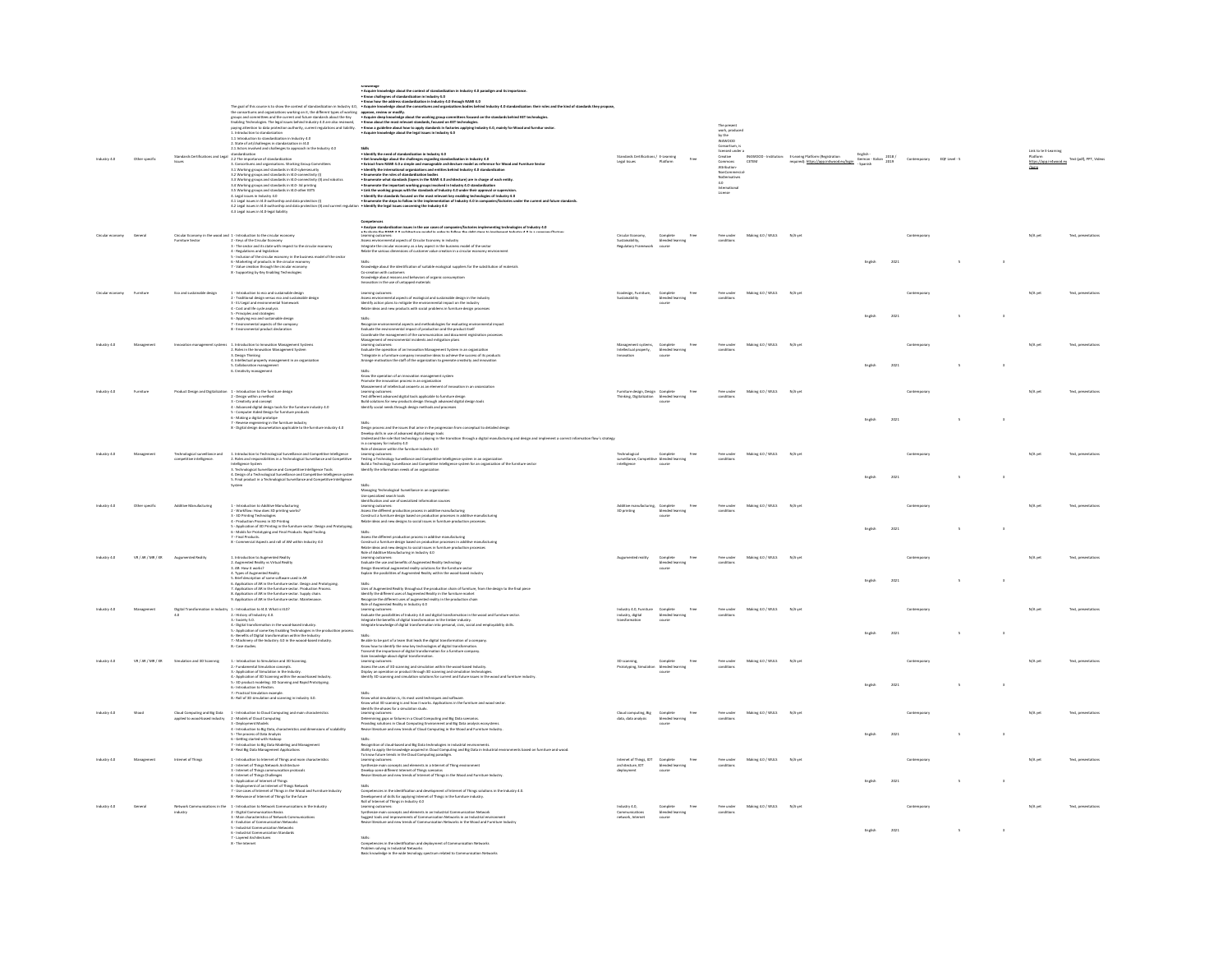| | | | | | | | | | | | | | | | | | |
|---|---|---|---|---|---|---|---|---|---|---|---|---|---|---|---|---|---|
| Industry 4.0 | Other specific | Standards Certifications and Legal Issues | The goal of this course is to show the context of standardization in Industry 4.0, the consortiums and organizations working on it, the different types of working groups and committees and the current and future standards about the Key Enabling Technologies. The legal issues behind Industry 4.0 are also reviewed, paying attention to data protection authority, current regulations and liability.<br>1. Introduction to standardization<br>1.1 Introduction to standardization in Industry 4.0<br>1.2 State of art/challenges in standardization in I4.0<br>2.1 Actors involved and challenges to approach in the Industry 4.0 standardization<br>2.2 The importance of standardization<br>3. Consortiums and organizations. Working Group Committees<br>3.1 Working groups and standards in I4.0 cybersecurity<br>3.2 Working groups and standards in I4.0 connectivity (I)<br>3.3 Working groups and standards in I4.0 connectivity (II) and robotics<br>3.4 Working groups and standards in I4.0 - 3d printing<br>3.5 Working groups and standards in I4.0 other KETS<br>4. Legal issues in Industry 4.0<br>4.1 Legal issues in I4.0 authorship and data protection (I)<br>4.2 Legal issues in I4.0 authorship and data protection (II) and current regulation<br>4.3 Legal issues in I4.0 legal liability | Knowledge:<br>• Acquire knowledge about the context of standardization in Industry 4.0 paradigm and its importance.<br>• Know challenges of standardization in Industry 4.0<br>• Know how the address standardization in Industry 4.0 through RAMI 4.0<br>• Acquire knowledge about the consortiums and organizations bodies behind Industry 4.0 standardization: their roles and the kind of standards they propose, approve, review or modify.<br>• Acquire deep knowledge about the working group committees focused on the standards behind KET technologies.<br>• Know about the most relevant standards, focused on KET technologies<br>• Know a guideline about how to apply standards in factories applying Industry 4.0, mainly for Wood and furniture sector.<br>• Acquire knowledge about the legal issues in Industry 4.0<br>Skills<br>• Identify the need of standardization in Industry 4.0<br>• Get knowledge about the challenges regarding standardization in Industry 4.0<br>• Extract from RAMI 4.0 a simple and manageable architecture model as reference for Wood and Furniture Sector<br>• Identify the international organizations and entities behind Industry 4.0 standardization<br>• Enumerate the roles of standardization bodies<br>• Enumerate what standards (layers in the RAMI 4.0 architecture) are in charge of each entity.<br>• Enumerate the important working groups involved in Industry 4.0 standardization<br>• Link the working groups with the standards of Industry 4.0 under their approval or supervision.<br>• Identify the standards focused on the most relevant key enabling technologies of Industry 4.0<br>• Enumerate the steps to follow in the implementation of Industry 4.0 in companies/factories under the current and future standards.<br>• Identify the legal issues concerning the Industry 4.0<br>Competences<br>• Analyze standardization issues in the use cases of companies/factories implementing technologies of Industry 4.0<br>• Evaluate the RAMI 4.0 architecture model in order to follow the right steps to implement Industry 4.0 in a company/factory | Standards Certifications / Legal issues | E-Learning Platform | Free | The present work, produced by the INWOOD Consortium, is licensed under a Creative Commons Attribution-NonCommercial-NoDerivatives 4.0 International License | INWOOD - Institution: CETEM | E-Learning Platform (Registration required): https://app.inwood.eu/login | English - German - Italian - Spanish | 2018 / 2019 | Contemporary | EQF Level - 5 | | Link to SE-Learning Platform: https://app.inwood.eu/login | Text (pdf), PPT, Videos |
| Circular economy | General | Circular Economy in the wood and Furniture Sector | 1 - Introduction to the circular economy<br>2 - Keys of the Circular Economy<br>3 - The sector and its state with respect to the circular economy<br>4 - Regulations and legislation<br>5 - Inclusion of the circular economy in the business model of the sector<br>6 - Marketing of products in the circular economy<br>7 - Value creation through the circular economy<br>8 - Supporting by Key Enabling Technologies | Learning outcomes:<br>Assess environmental aspects of Circular Economy in industry<br>Integrate the circular economy as a key aspect in the business model of the sector<br>Relate the various dimensions of customer value creation in a circular economy environment<br>Skills:<br>Knowledge about the identification of suitable ecological suppliers for the substitution of materials<br>Co-creation with customers<br>Knowledge about reasons and behaviors of organic consumption<br>Innovation in the use of untapped materials | Circular Economy, Sustainability, Regulatory Framework | Complete blended learning course | Free | Free under conditions | Making 4.0 / WAAS | N/A yet | English | 2021 | Contemporary | 5 | 3 | N/A yet | Text, presentations |
| Circular economy | Furniture | Eco and sustainable design | 1 - Introduction to eco and sustainable design<br>2 - Traditional design versus eco and sustainable design<br>3 - EU legal and environmental framework<br>4 - Cost and life cycle analysis<br>5 - Principles and strategies<br>6 - Applying eco and sustainable design<br>7 - Environmental aspects of the company<br>8 - Environmental product declaration | Learning outcomes:<br>Assess environmental aspects of ecological and sustainable design in the industry<br>Identify action plans to mitigate the environmental impact on the industry<br>Relate ideas and new products with social problems in furniture design processes<br>Skills:<br>Recognize environmental aspects and methodologies for evaluating environmental impact<br>Evaluate the environmental impact of production and the product itself<br>Coordinate the management of the communication and document registration processes<br>Management of environmental incidents and mitigation plans | Ecodesign, Furniture, Sustainability | Complete blended learning course | Free | Free under conditions | Making 4.0 / WAAS | N/A yet | English | 2021 | Contemporary | 5 | 3 | N/A yet | Text, presentations |
| Industry 4.0 | Management | Innovation management systems | 1. Introduction to Innovation Management Systems<br>2. Roles in the Innovation Management System<br>3. Design Thinking<br>4. Intellectual property management in an organization<br>5. Collaborative management<br>6. Creativity management | Learning outcomes:<br>Evaluate the operation of an Innovation Management System in an organization<br>"Integrate in a furniture company innovation ideas to achieve the success of its products<br>Arrange motivation the staff of the organization to generate creativity and innovation<br>Skills:<br>Know the operation of an innovation management system<br>Promote the innovation process in an organization<br>Measurement of intellectual property as an element of innovation in an organization | Management systems, Intellectual property, Innovation | Complete blended learning course | Free | Free under conditions | Making 4.0 / WAAS | N/A yet | English | 2021 | Contemporary | 5 | 3 | N/A yet | Text, presentations |
| Industry 4.0 | Furniture | Product Design and Digitalization | 1 - Introduction to the furniture design<br>2 - Design within a method<br>3 - Creativity and context<br>4 - Advanced digital design tools for the Furniture Industry 4.0<br>5 - Computer Aided Design for furniture products<br>6 - Making a digital prototype<br>7 - Reverse engineering in the furniture industry<br>8 - Digital design documentation applicable to the furniture industry 4.0 | Learning outcomes:<br>Test different advanced digital tools applicable to furniture design<br>Build solutions for new products design through advanced digital design tools<br>Identify social needs through design methods and processes<br>Skills:<br>Design process and the issues that arise in the progression from conceptual to detailed design<br>Develop skills in use of advanced digital design tools<br>Understand the role that technology is playing in the transition through a digital manufacturing and design and implement a correct information flow's strategy in a company for Industry 4.0<br>Role of designer within the furniture industry 4.0 | Furniture design, Design Thinking, Digitalization | Complete blended learning course | Free | Free under conditions | Making 4.0 / WAAS | N/A yet | English | 2021 | Contemporary | 5 | 3 | N/A yet | Text, presentations |
| Industry 4.0 | Management | Technological surveillance and competitive intelligence | 1. Introduction to Technological Surveillance and Competitive Intelligence<br>2. Roles and responsibilities in a Technological Surveillance and Competitive Intelligence System<br>3. Technological Surveillance and Competitive Intelligence Tools<br>4. Design of a Technological Surveillance and Competitive Intelligence system<br>5. Final product in a Technological Surveillance and Competitive Intelligence System | Learning outcomes:<br>Testing a Technology Surveillance and Competitive Intelligence system in an organization<br>Build a Technology Surveillance and Competitive Intelligence system for an organization of the furniture sector<br>Identify the information needs of an organization<br>Skills:<br>Managing Technological Surveillance in an organization<br>Use specialized search tools<br>Identification and use of specialized information sources | Technological surveillance, Competitive intelligence | Complete blended learning course | Free | Free under conditions | Making 4.0 / WAAS | N/A yet | English | 2021 | Contemporary | 5 | 3 | N/A yet | Text, presentations |
| Industry 4.0 | Other specific | Additive Manufacturing | 1 - Introduction to Additive Manufacturing<br>2 - Workflow: How does 3D printing works?<br>3 - 3D Printing Technologies<br>4 - Production Process in 3D Printing<br>5 - Application of 3D Printing in the furniture sector. Design and Prototyping.<br>6 - Molds for Prototyping and Final Products. Rapid Tooling.<br>7 - Final Products.<br>8 - Commercial Aspects and roll of AM within Industry 4.0 | Learning outcomes:<br>Assess the different production process in additive manufacturing<br>Construct a furniture design based on production processes in additive manufacturing<br>Relate ideas and new designs to social issues in furniture production processes<br>Skills:<br>Assess the different production process in additive manufacturing<br>Construct a furniture design based on production processes in additive manufacturing<br>Relate ideas and new designs to social issues in furniture production processes<br>Role of Additive Manufacturing in Industry 4.0 | Additive manufacturing, 3D printing | Complete blended learning course | Free | Free under conditions | Making 4.0 / WAAS | N/A yet | English | 2021 | Contemporary | 5 | 3 | N/A yet | Text, presentations |
| Industry 4.0 | VR / AR / MR / XR | Augmented Reality | 1. Introduction to Augmented Reality.<br>2. Augmented Reality vs Virtual Reality.<br>3. AR: How it works?<br>4. Types of Augmented Reality<br>5. Brief description of some software used in AR<br>6. Application of AR in the furniture sector. Design and Prototyping.<br>7. Application of AR in the furniture sector. Production Process.<br>8. Application of AR in the furniture sector. Supply chain.<br>9. Application of AR in the furniture sector. Maintenance. | Learning outcomes:<br>Evaluate the use and benefits of Augmented Reality technology<br>Design theoretical augmented reality solutions for the furniture sector<br>Explore the possibilities of Augmented Reality within the wood-based industry<br>Skills:<br>Uses of Augmented Reality throughout the production chain of furniture, from the design to the final piece<br>Identify the different uses of Augmented Reality in the furniture market<br>Recognize the different uses of augmented reality in the production chain<br>Role of Augmented Reality in Industry 4.0 | Augmented reality | Complete blended learning course | Free | Free under conditions | Making 4.0 / WAAS | N/A yet | English | 2021 | Contemporary | 5 | 3 | N/A yet | Text, presentations |
| Industry 4.0 | Management | Digital Transformation in Industry 4.0 | 1 - Introduction to I4.0: What is I4.0?<br>2 - History of Industry 4.0.<br>3 - Society 5.0.<br>4 - Digital transformation in the wood-based industry.<br>5 - Application of some Key Enabling Technologies in the production process.<br>6 - Benefits of Digital transformation within the Industry.<br>7 - Machinery of the Industry 4.0 in the wood-based Industry.<br>8 - Case studies. | Learning outcomes:<br>Evaluate the possibilities of Industry 4.0 and digital transformation in the wood and furniture sector.<br>Integrate the benefits of digital transformation in the timber industry.<br>Integrate knowledge of digital transformation into personal, civic, social and employability skills.<br>Skills:<br>Be able to be part of a team that leads the digital transformation of a company.<br>Know how to identify the new key technologies of digital transformation.<br>Transmit the importance of digital transformation for a furniture company.<br>Gain knowledge about digital transformation. | Industry 4.0, Furniture industry, digital transformation | Complete blended learning course | Free | Free under conditions | Making 4.0 / WAAS | N/A yet | English | 2021 | Contemporary | 5 | 3 | N/A yet | Text, presentations |
| Industry 4.0 | VR / AR / MR / XR | Simulation and 3D Scanning | 1 - Introduction to Simulation and 3D Scanning.<br>2 - Fundamental Simulation concepts.<br>3 - Application of Simulation in the Industry.<br>4 - Application of 3D Scanning within the wood-based Industry.<br>5 - 3D product modeling: 3D Scanning and Rapid Prototyping.<br>6 - Introduction to FlexSim.<br>7 - Practical Simulation example.<br>8 - Roll of 3D simulation and scanning in Industry 4.0. | Learning outcomes:<br>Assess the uses of 3D scanning and simulation within the wood-based industry<br>Display an operation or product through 3D scanning and simulation technologies<br>Identify 3D scanning and simulation solutions for current and future issues in the wood and furniture industry.<br>Skills:<br>Know what simulation is, its most used techniques and software<br>Know what 3D scanning is and how it works. Applications in the furniture and wood sector.<br>Identify the drivers for a simulation study. | 3D scanning, Prototyping, Simulation | Complete blended learning course | Free | Free under conditions | Making 4.0 / WAAS | N/A yet | English | 2021 | Contemporary | 5 | 3 | N/A yet | Text, presentations |
| Industry 4.0 | Wood | Cloud Computing and Big Data applied to wood-based industry | 1 - Introduction to Cloud Computing and main characteristics<br>2 - Models of Cloud Computing<br>3 - Deployment Models<br>4 - Introduction to Big Data, characteristics and dimensions of scalability<br>5 - The process of Data Analysis<br>6 - Getting started with Hadoop<br>7 - Introduction to Big Data Modeling and Management<br>8 - Real Big Data Management Applications | Learning outcomes:<br>Determining gaps or failures in a Cloud Computing and Big Data scenarios<br>Providing solutions in Cloud Computing Environment and Big Data analysis ecosystems.<br>Review literature and new trends of Cloud Computing in the Wood and Furniture Industry.<br>Skills:<br>Recognition of cloud-based and Big Data technologies in industrial environments<br>Ability to apply the knowledge acquired in Cloud Computing and Big Data in industrial environments based on furniture and wood.<br>To know future trends in the Cloud Computing paradigm | Cloud computing, Big data, data analysis | Complete blended learning course | Free | Free under conditions | Making 4.0 / WAAS | N/A yet | English | 2021 | Contemporary | 5 | 3 | N/A yet | Text, presentations |
| Industry 4.0 | Management | Internet of Things | 1 - Introduction to Internet of Things and main characteristics<br>2 - Internet of Things Network Architecture<br>3 - Internet of Things communication protocols<br>4 - Internet of Things Challenges<br>5 - Application of Internet of Things<br>6 - Deployment of an Internet of Things Network<br>7 - Use cases of Internet of Things in the Wood and Furniture Industry<br>8 - Relevance of Internet of Things for the future | Learning outcomes:<br>Synthesize main concepts and elements in a Internet of Thing environment<br>Develop some different Internet of Things scenarios<br>Review literature and new trends of Internet of Things in the Wood and Furniture Industry.<br>Skills:<br>Competences in the identification and development of Internet of Things solutions in the Industry 4.0.<br>Development of skills for applying Internet of Things in the furniture industry.<br>Role of Internet of Things in Industry 4.0 | Internet of Things, IOT architecture, IOT deployment | Complete blended learning course | Free | Free under conditions | Making 4.0 / WAAS | N/A yet | English | 2021 | Contemporary | 5 | 3 | N/A yet | Text, presentations |
| Industry 4.0 | General | Network Communications in the Industry | 1 - Introduction to Network Communications in the Industry<br>2 - Digital Communication Basics<br>3 - Main characteristics of Network Communications<br>4 - Evolution of Communication Networks<br>5 - Industrial Communication Networks<br>6 - Industrial Communication Standards<br>7 - Layered Architectures<br>8 - The Internet | Learning outcomes:<br>Synthesize main concepts and elements in an Industrial Communication Network<br>Suggest tools and improvements of Communication Networks in an Industrial environment<br>Review literature and new trends of Communication Networks in the Wood and Furniture Industry<br>Skills:<br>Competences in the identification and deployment of Communication Networks<br>Problem solving in Industrial Networks<br>Basic knowledge in the wide technology spectrum related to Communication Networks | Industry 4.0, Communications network, Internet | Complete blended learning course | Free | Free under conditions | Making 4.0 / WAAS | N/A yet | English | 2021 | Contemporary | 5 | 3 | N/A yet | Text, presentations |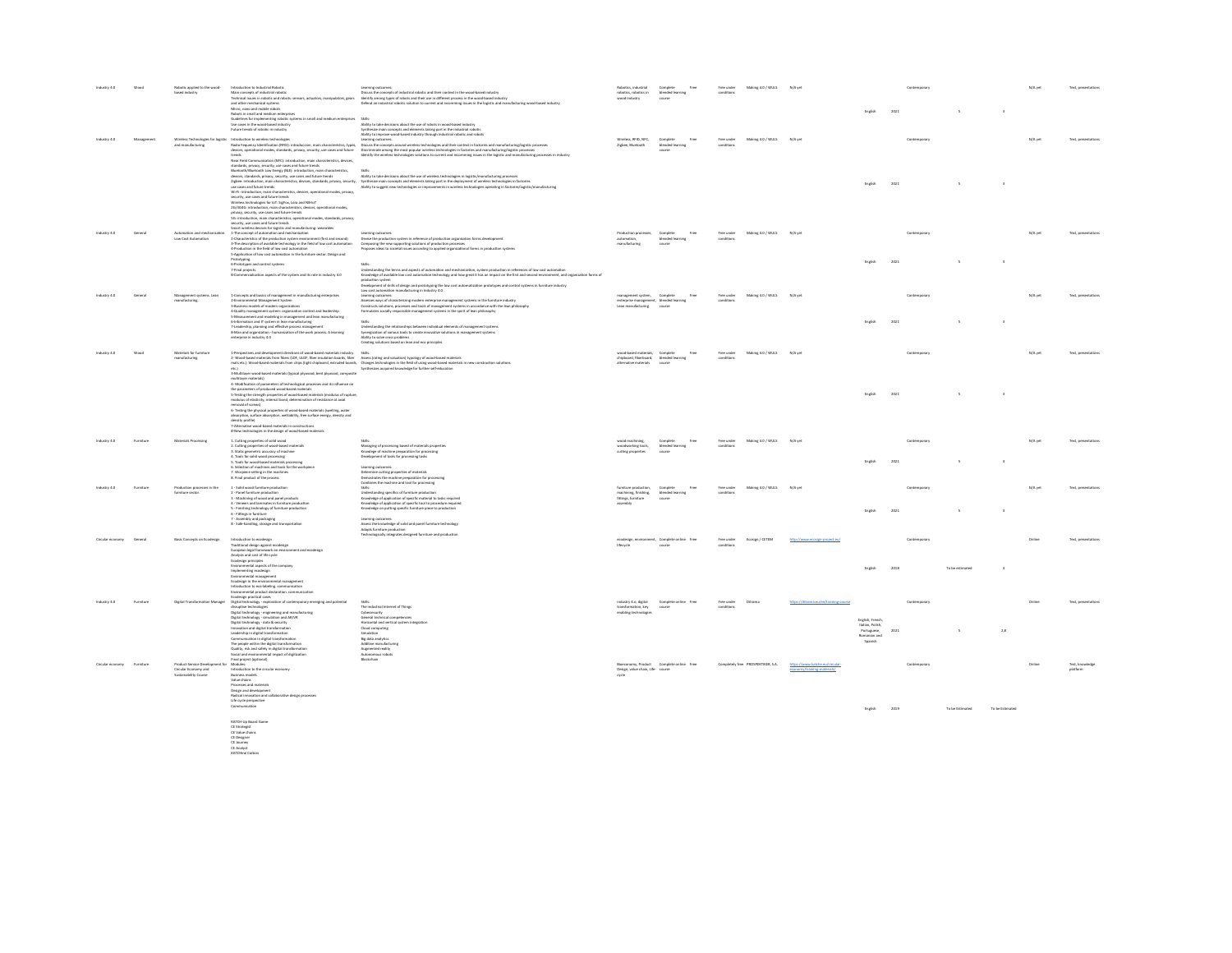| | | | | | | | | | | | | | | | | | |
|---|---|---|---|---|---|---|---|---|---|---|---|---|---|---|---|---|---|
| Industry 4.0 | Wood | Robotics applied to the wood-based industry | Introduction to Industrial Robots<br>Main concepts of industrial robots<br>Technical issues in robots and robotic sensors, actuators, manipulators, gears and other mechanical systems<br>Micro, nano and mobile robots<br>Robots in small and medium enterprises<br>Guidelines for implementing robotic systems in small and medium enterprises<br>Use cases in the wood-based industry<br>Future trends of robotic in industry | Learning outcomes:<br>Discuss the concepts of industrial robots and their context in the wood-based industry<br>Identify among types of robots and their use in different process in the wood-based industry<br>Defend an industrial robotic solution to current and incoming issues in the logistic and manufacturing wood-based industry<br><br>Skills:<br>Ability to take decisions about the use of robots in wood-based industry<br>Synthesize main concepts and elements taking part in the industrial robotic<br>Ability to improve wood-based industry through industrial robotic and robotics | Robotics, industrial robotics, robotics in wood industry | Complete blended learning course | Free | Free under conditions | Making 4.0 / WULS | N/A yet | English | 2021 | Contemporary | 5 | 3 | N/A yet | Text, presentations |
| Industry 4.0 | Management | Wireless Technologies for logistic and manufacturing | Introduction to wireless technologies<br>Radio Frequency Identification (RFID): introduction, main characteristics, types, devices, operational modes, standards, privacy, security, use cases and future trends<br>Near Field Communication (NFC): introduction, main characteristics, devices, standards, privacy, security, use cases and future trends<br>Bluetooth/Bluetooth Low Energy (BLE): introduction, main characteristics, devices, standards, privacy, security, use cases and future trends<br>Zigbee: introduction, main characteristics, devices, standards, privacy, security, use cases and future trends<br>Wi-Fi: introduction, main characteristics, devices, operational modes, privacy, security, use cases and future trends<br>Wireless technologies for IoT: Sigfox, Lora and NB-IoT<br>3G/4G/5G: introduction, main characteristics, devices, operational modes, privacy, security, use cases and future trends<br>5G: introduction, main characteristics, operational modes, standards, privacy, security, use cases and future trends<br>Smart wireless devices for logistic and manufacturing: wearables | Learning outcomes:<br>Discuss the concepts around wireless technologies and their context in factories and manufacturing/logistic processes<br>Discriminate among the most popular wireless technologies in factories and manufacturing/logistic processes<br>Identify the wireless technologies solutions to current and incoming issues in the logistic and manufacturing processes in industry<br><br>Skills:<br>Ability to take decisions about the use of wireless technologies in logistic/manufacturing processes<br>Synthesize main concepts and elements taking part in the deployment of wireless technologies in factories<br>Ability to suggest new technologies or improvements in wireless technologies operating in factories/logistic/manufacturing | Wireless, RFID, NFC, Zigbee, Bluetooth | Complete blended learning course | Free | Free under conditions | Making 4.0 / WULS | N/A yet | English | 2021 | Contemporary | 5 | 3 | N/A yet | Text, presentations |
| Industry 4.0 | General | Automation and mechanization Low Cost Automation | 1-The concept of automation and mechanization<br>2-Characteristics of the production system environment (first and second)<br>3-The description of available technology in the field of low cost automation<br>4-Production in the field of low cost automation<br>5-Application of low cost automation in the furniture sector. Design and Prototyping<br>6-Prototypes and control systems<br>7-Final projects<br>8-Commercialization aspects of the system and its role in industry 4.0 | Learning outcomes:<br>Devise the production system in reference of production organization forms development<br>Composing the new supporting solutions of production processes<br>Proposes ideas to societal issues according to applied organizational forms in production systems<br><br>Skills:<br>Understanding the terms and aspects of automation and mechanization, system production in references of low cost automation<br>Knowledge of available low cost automation technology and how great it has an impact on the first and second environment, and organization forms of production system<br>Development of skills of design and prototyping the low cost automatization prototypes and control systems in furniture industry<br>Low cost automation manufacturing in industry 4.0 | Production processes, automation, manufacturing | Complete blended learning course | Free | Free under conditions | Making 4.0 / WULS | N/A yet | English | 2021 | Contemporary | 5 | 3 | N/A yet | Text, presentations |
| Industry 4.0 | General | Management systems. Lean manufacturing. | 1-Concepts and basics of management in manufacturing enterprises<br>2-Environmental Management System<br>3-Business models of modern organizations<br>4-Quality management systems organization context and leadership<br>5-Measurement and modeling in management and lean manufacturing<br>6-Information and IT system in lean manufacturing<br>7-Leadership, planning and effective process management<br>8-Man and organization - humanization of the work process. A learning enterprise in industry 4.0 | Learning outcomes:<br>Assesses ways of characterizing modern enterprise management systems in the furniture industry<br>Constructs solutions, processes and tools of management systems in accordance with the lean philosophy<br>Formulates socially responsible management systems in the spirit of lean philosophy<br><br>Skills:<br>Understanding the relationships between individual elements of management systems<br>Synergization of various tools to create innovative solutions in management systems<br>Ability to solve cross problems<br>Creating solutions based on lean and eco principles | management system, enterprise management, Lean manufacturing | Complete blended learning course | Free | Free under conditions | Making 4.0 / WULS | N/A yet | English | 2021 | Contemporary | 5 | 3 | N/A yet | Text, presentations |
| Industry 4.0 | Wood | Materials for furniture manufacturing | 1-Perspectives and development directions of wood-based materials industry.<br>2- Wood-based materials from fibres (LDF, MDF, HDF, fiber insulation boards, fiber mats etc.). Wood-based materials from chips (light chipboard, extruded boards, etc.)<br>3-Multilayer wood-based materials (typical plywood, bent plywood, composite multilayer materials)<br>4- Modification of parameters of technological processes and its influence on the parameters of produced wood-based materials<br>5-Testing the strength properties of wood-based materials (modulus of rupture, modulus of elasticity, internal bond, determination of resistance to axial removal of screws)<br>6- Testing the physical properties of wood-based materials (swelling, water absorption, surface absorption, wettability, free surface energy, density and density profile)<br>7-Alternative wood-based materials in constructions<br>8-New technologies in the design of wood-based materials | Skills:<br>Assess (rating and valuation) typology of wood-based materials<br>Changes technologies in the field of using wood-based materials in new construction solutions<br>Synthesizes acquired knowledge for further self-education | wood-based materials, chipboard, fiberboard, alternative materials | Complete blended learning course | Free | Free under conditions | Making 4.0 / WULS | N/A yet | English | 2021 | Contemporary | 5 | 3 | N/A yet | Text, presentations |
| Industry 4.0 | Furniture | Materials Processing | 1. Cutting properties of solid wood<br>2. Cutting properties of wood-based materials<br>3. Static geometric accuracy of machine<br>4. Tools for solid wood processing<br>5. Tools for wood-based materials processing<br>6. Selection of machines and tools for the workpiece<br>7. Workpiece setting in the machines<br>8. Final product of the process | Skills:<br>Managing of processing based of materials properties<br>Knowledge of machine preparation for processing<br>Development of tools for processing tasks<br><br>Learning outcomes:<br>Determine cutting properties of materials<br>Demonstrates the machine preparation for processing<br>Combines the machine and tool for processing | wood machining, woodworking tools, cutting properties | Complete blended learning course | Free | Free under conditions | Making 4.0 / WULS | N/A yet | English | 2021 | Contemporary | 5 | 3 | N/A yet | Text, presentations |
| Industry 4.0 | Furniture | Production processes in the furniture sector. | 1 - Solid wood furniture production<br>2 - Panel furniture production<br>3 - Machining of wood and panel products<br>4 - Veneers and laminates in furniture production<br>5 - Finishing technology of furniture production<br>6 - Fittings in furniture<br>7 - Assembly and packaging<br>8 - Safe handling, storage and transportation | Skills:<br>Understanding specifics of furniture production<br>Knowledge of application of specific material to tasks required<br>Knowledge of application of specific tool to procedure required<br>Knowledge on putting specific furniture piece to production<br><br>Learning outcomes:<br>Assess the knowledge of solid and panel furniture technology<br>Adapts furniture production<br>Technologically integrates designed furniture and production | furniture production, machining, finishing, fittings, furniture assembly | Complete blended learning course | Free | Free under conditions | Making 4.0 / WULS | N/A yet | English | 2021 | Contemporary | 5 | 3 | N/A yet | Text, presentations |
| Circular economy | General | Basic Concepts on Ecodesign | Introduction to ecodesign<br>Traditional design against ecodesign<br>European legal framework on environment and ecodesign<br>Analysis and cost of life-cycle<br>Ecodesign principles<br>Environmental aspects of the company<br>Implementing ecodesign<br>Environmental management<br>Ecodesign in the environmental management<br>Introduction to eco-labeling. communication<br>Environmental product declaration. communication<br>Ecodesign practical cases | | ecodesign, environment, lifecycle | Complete online course | Free | Free under conditions | Ecosign / CETEM | http://www.ecosign-project.eu/ | English | 2018 | Contemporary | To be estimated | 3 | Online | Text, presentations |
| Industry 4.0 | Furniture | Digital Transformation Manager | Digital technology - exploration of contemporary emerging and potential disruptive technologies<br>Digital technology - engineering and manufacturing<br>Digital technology - simulation and AR/VR<br>Digital technology - data & security<br>Innovation and digital transformation<br>Leadership in digital transformation<br>Communication in digital transformation<br>The people within the digital transformation<br>Quality, risk and safety in digital transformation<br>Social and environmental impact of digitization<br>Final project (optional) | Skills:<br>The Industrial Internet of Things<br>Cybersecurity<br>General technical competences<br>Horizontal and vertical system integration<br>Cloud computing<br>Simulation<br>Big data analytics<br>Additive manufacturing<br>Augmented reality<br>Autonomous robots<br>Blockchain | Industry 4.0, digital transformation, key enabling technologies | Complete online course | Free | Free under conditions | Ditrama | https://ditrama.eu/en/training-course | English, French, Italian, Polish, Portuguese, Romanian and Spanish | 2021 | Contemporary | 5 | 2,8 | Online | Text, presentations |
| Circular economy | Furniture | Product-Service Development for Circular Economy and Sustainability Course | Modules:<br>Introduction to the circular economy<br>Business models<br>Value chains<br>Processes and materials<br>Design and development<br>Radical innovation and collaborative design processes<br>Life cycle perspective<br>Communication<br><br>KATCH-Up Board Game<br>CE Strategist<br>CE Value chains<br>CE Designer<br>CE Journey<br>CE Analyst<br>KATCHing Carbon | | Bioeconomy, Product Design, value chain, Life-cycle | Complete online course | Free | Completely free | PROSPEKTIKER, S.A. | https://www.katche.eu/circular-economy/training-materials/ | English | 2019 | Contemporary | To be estimated | To be estimated | Online | Text, knowledge platform |